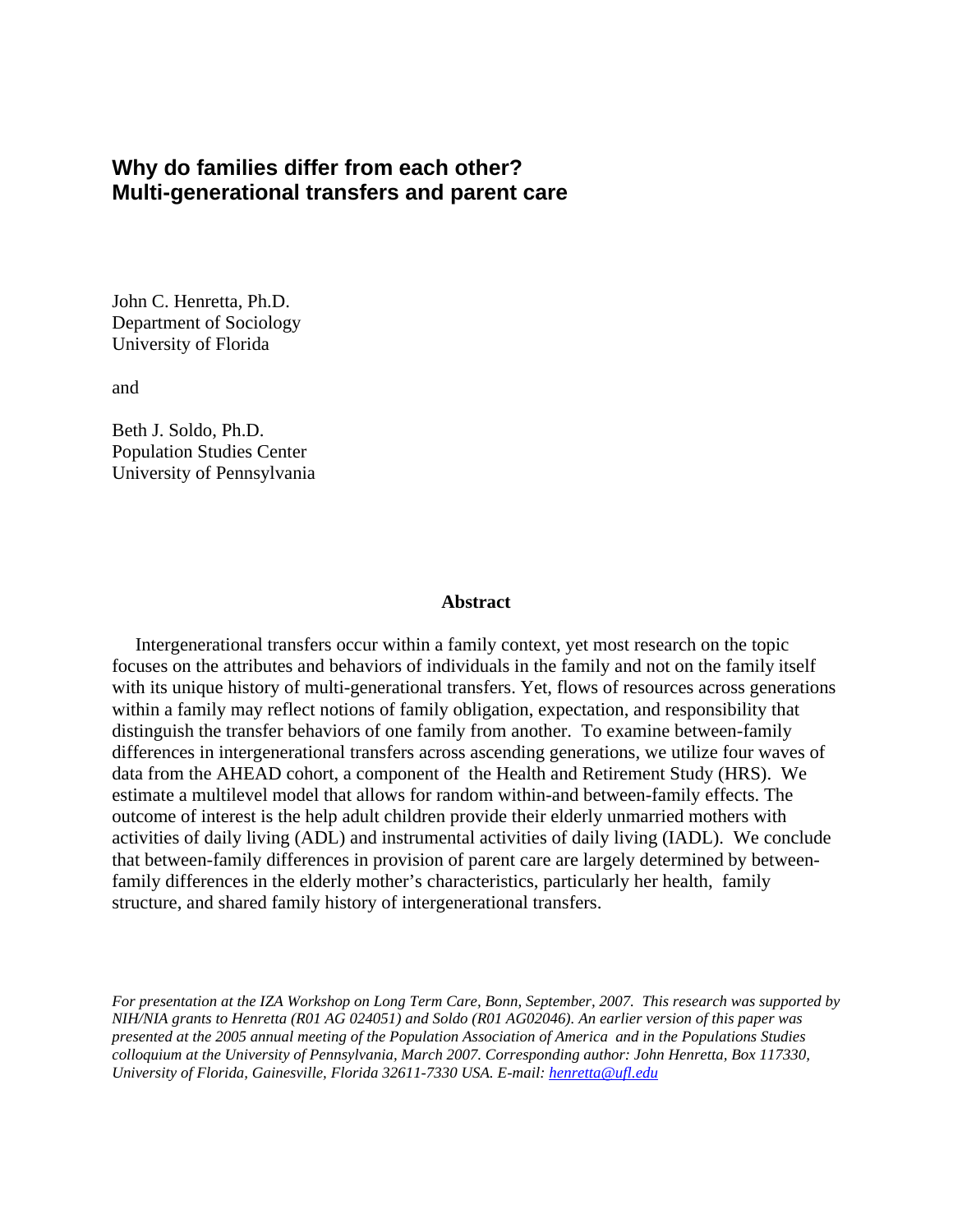# Why do families differ from each other?
# Multi-generational transfers and parent care

John C. Henretta, Ph.D.
Department of Sociology
University of Florida

and

Beth J. Soldo, Ph.D.
Population Studies Center
University of Pennsylvania

**Abstract**

Intergenerational transfers occur within a family context, yet most research on the topic focuses on the attributes and behaviors of individuals in the family and not on the family itself with its unique history of multi-generational transfers. Yet, flows of resources across generations within a family may reflect notions of family obligation, expectation, and responsibility that distinguish the transfer behaviors of one family from another. To examine between-family differences in intergenerational transfers across ascending generations, we utilize four waves of data from the AHEAD cohort, a component of the Health and Retirement Study (HRS). We estimate a multilevel model that allows for random within-and between-family effects. The outcome of interest is the help adult children provide their elderly unmarried mothers with activities of daily living (ADL) and instrumental activities of daily living (IADL). We conclude that between-family differences in provision of parent care are largely determined by between-family differences in the elderly mother's characteristics, particularly her health, family structure, and shared family history of intergenerational transfers.

*For presentation at the IZA Workshop on Long Term Care, Bonn, September, 2007. This research was supported by NIH/NIA grants to Henretta (R01 AG 024051) and Soldo (R01 AG02046). An earlier version of this paper was presented at the 2005 annual meeting of the Population Association of America and in the Populations Studies colloquium at the University of Pennsylvania, March 2007. Corresponding author: John Henretta, Box 117330, University of Florida, Gainesville, Florida 32611-7330 USA. E-mail: henretta@ufl.edu*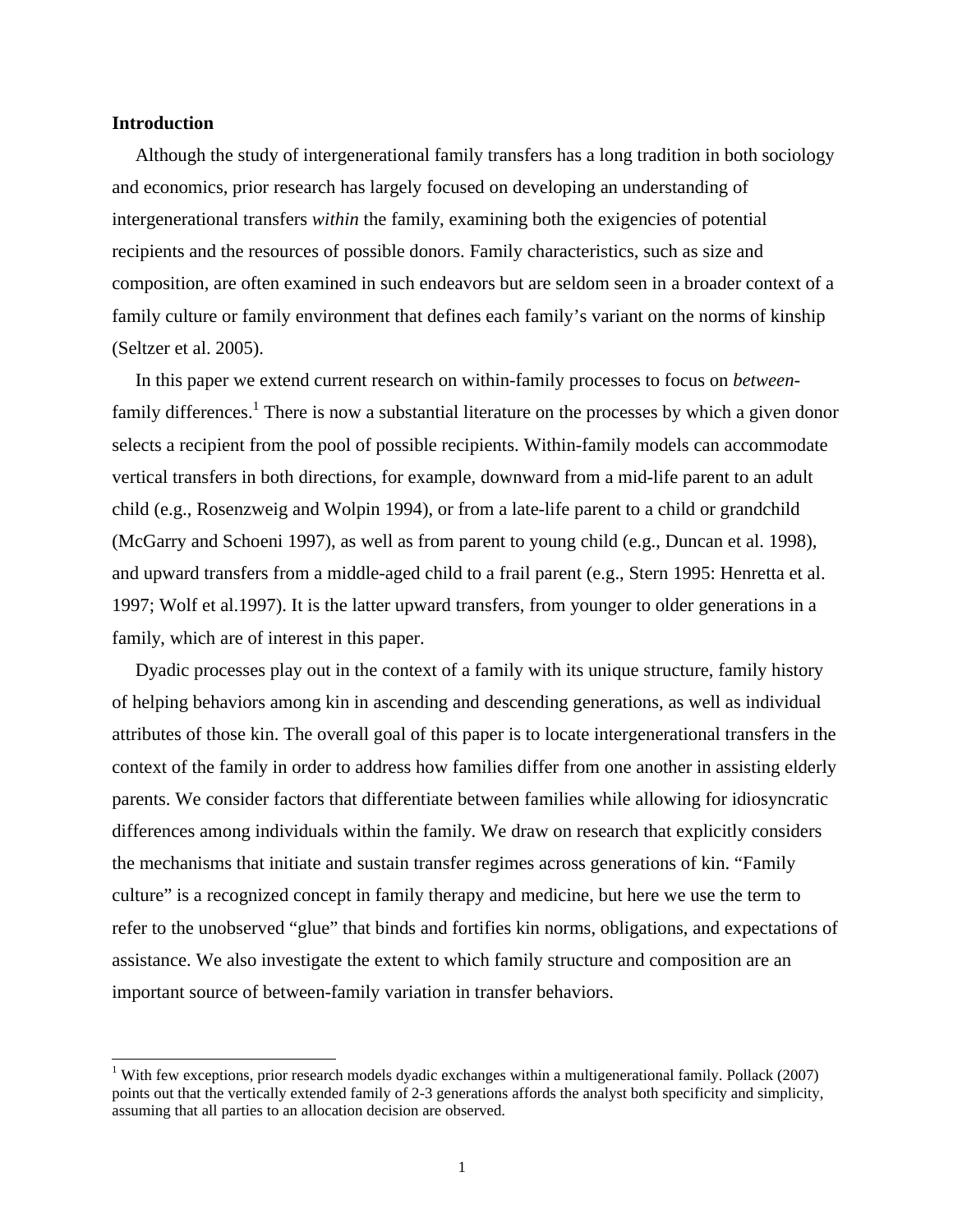## Introduction

Although the study of intergenerational family transfers has a long tradition in both sociology and economics, prior research has largely focused on developing an understanding of intergenerational transfers *within* the family, examining both the exigencies of potential recipients and the resources of possible donors. Family characteristics, such as size and composition, are often examined in such endeavors but are seldom seen in a broader context of a family culture or family environment that defines each family's variant on the norms of kinship (Seltzer et al. 2005).

In this paper we extend current research on within-family processes to focus on *between*-family differences.[1] There is now a substantial literature on the processes by which a given donor selects a recipient from the pool of possible recipients. Within-family models can accommodate vertical transfers in both directions, for example, downward from a mid-life parent to an adult child (e.g., Rosenzweig and Wolpin 1994), or from a late-life parent to a child or grandchild (McGarry and Schoeni 1997), as well as from parent to young child (e.g., Duncan et al. 1998), and upward transfers from a middle-aged child to a frail parent (e.g., Stern 1995: Henretta et al. 1997; Wolf et al.1997). It is the latter upward transfers, from younger to older generations in a family, which are of interest in this paper.

Dyadic processes play out in the context of a family with its unique structure, family history of helping behaviors among kin in ascending and descending generations, as well as individual attributes of those kin. The overall goal of this paper is to locate intergenerational transfers in the context of the family in order to address how families differ from one another in assisting elderly parents. We consider factors that differentiate between families while allowing for idiosyncratic differences among individuals within the family. We draw on research that explicitly considers the mechanisms that initiate and sustain transfer regimes across generations of kin. "Family culture" is a recognized concept in family therapy and medicine, but here we use the term to refer to the unobserved "glue" that binds and fortifies kin norms, obligations, and expectations of assistance. We also investigate the extent to which family structure and composition are an important source of between-family variation in transfer behaviors.

[1] With few exceptions, prior research models dyadic exchanges within a multigenerational family. Pollack (2007) points out that the vertically extended family of 2-3 generations affords the analyst both specificity and simplicity, assuming that all parties to an allocation decision are observed.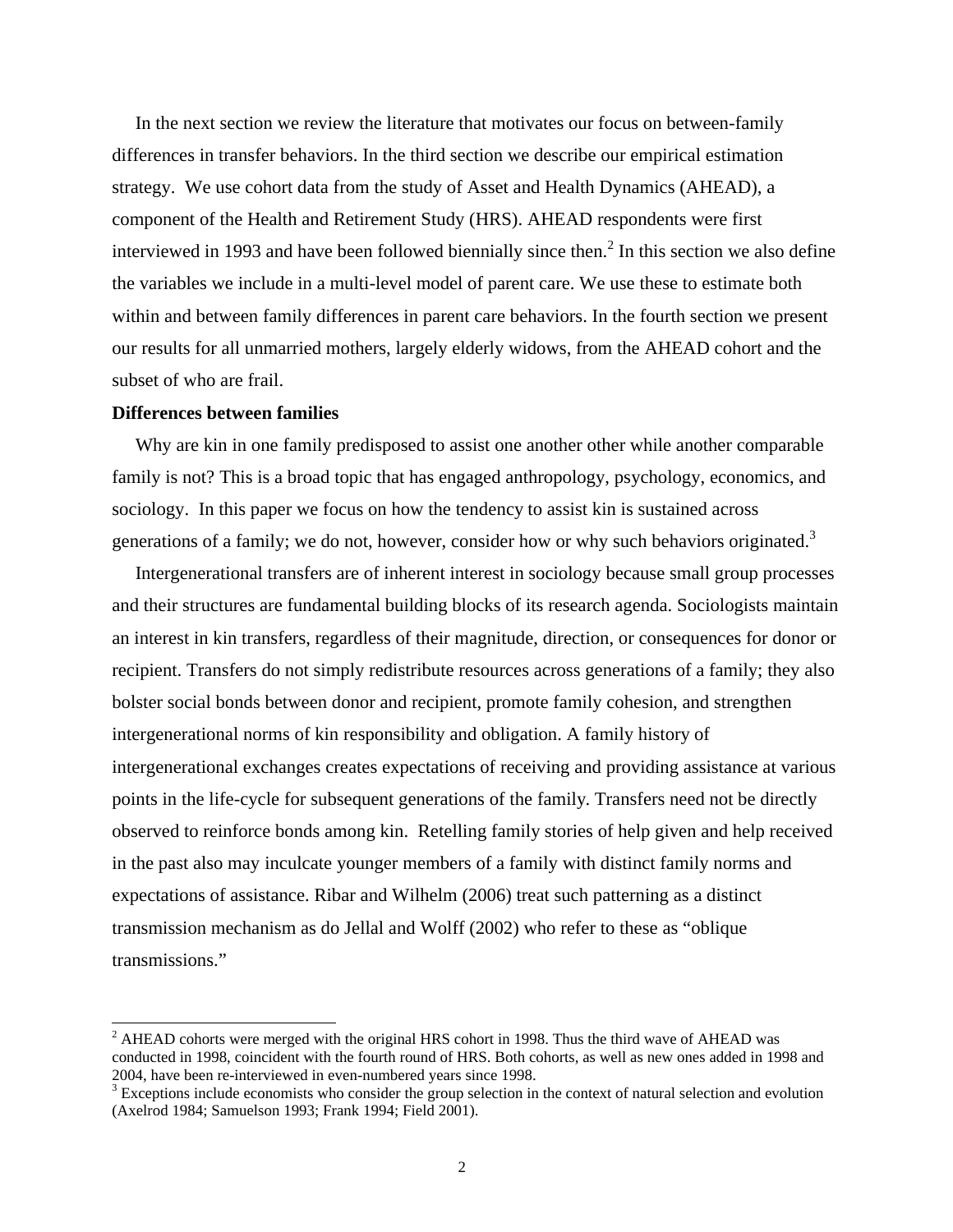In the next section we review the literature that motivates our focus on between-family differences in transfer behaviors. In the third section we describe our empirical estimation strategy. We use cohort data from the study of Asset and Health Dynamics (AHEAD), a component of the Health and Retirement Study (HRS). AHEAD respondents were first interviewed in 1993 and have been followed biennially since then.[2] In this section we also define the variables we include in a multi-level model of parent care. We use these to estimate both within and between family differences in parent care behaviors. In the fourth section we present our results for all unmarried mothers, largely elderly widows, from the AHEAD cohort and the subset of who are frail.

**Differences between families**

Why are kin in one family predisposed to assist one another other while another comparable family is not? This is a broad topic that has engaged anthropology, psychology, economics, and sociology. In this paper we focus on how the tendency to assist kin is sustained across generations of a family; we do not, however, consider how or why such behaviors originated.[3]

Intergenerational transfers are of inherent interest in sociology because small group processes and their structures are fundamental building blocks of its research agenda. Sociologists maintain an interest in kin transfers, regardless of their magnitude, direction, or consequences for donor or recipient. Transfers do not simply redistribute resources across generations of a family; they also bolster social bonds between donor and recipient, promote family cohesion, and strengthen intergenerational norms of kin responsibility and obligation. A family history of intergenerational exchanges creates expectations of receiving and providing assistance at various points in the life-cycle for subsequent generations of the family. Transfers need not be directly observed to reinforce bonds among kin. Retelling family stories of help given and help received in the past also may inculcate younger members of a family with distinct family norms and expectations of assistance. Ribar and Wilhelm (2006) treat such patterning as a distinct transmission mechanism as do Jellal and Wolff (2002) who refer to these as "oblique transmissions."

[2] AHEAD cohorts were merged with the original HRS cohort in 1998. Thus the third wave of AHEAD was conducted in 1998, coincident with the fourth round of HRS. Both cohorts, as well as new ones added in 1998 and 2004, have been re-interviewed in even-numbered years since 1998.

[3] Exceptions include economists who consider the group selection in the context of natural selection and evolution (Axelrod 1984; Samuelson 1993; Frank 1994; Field 2001).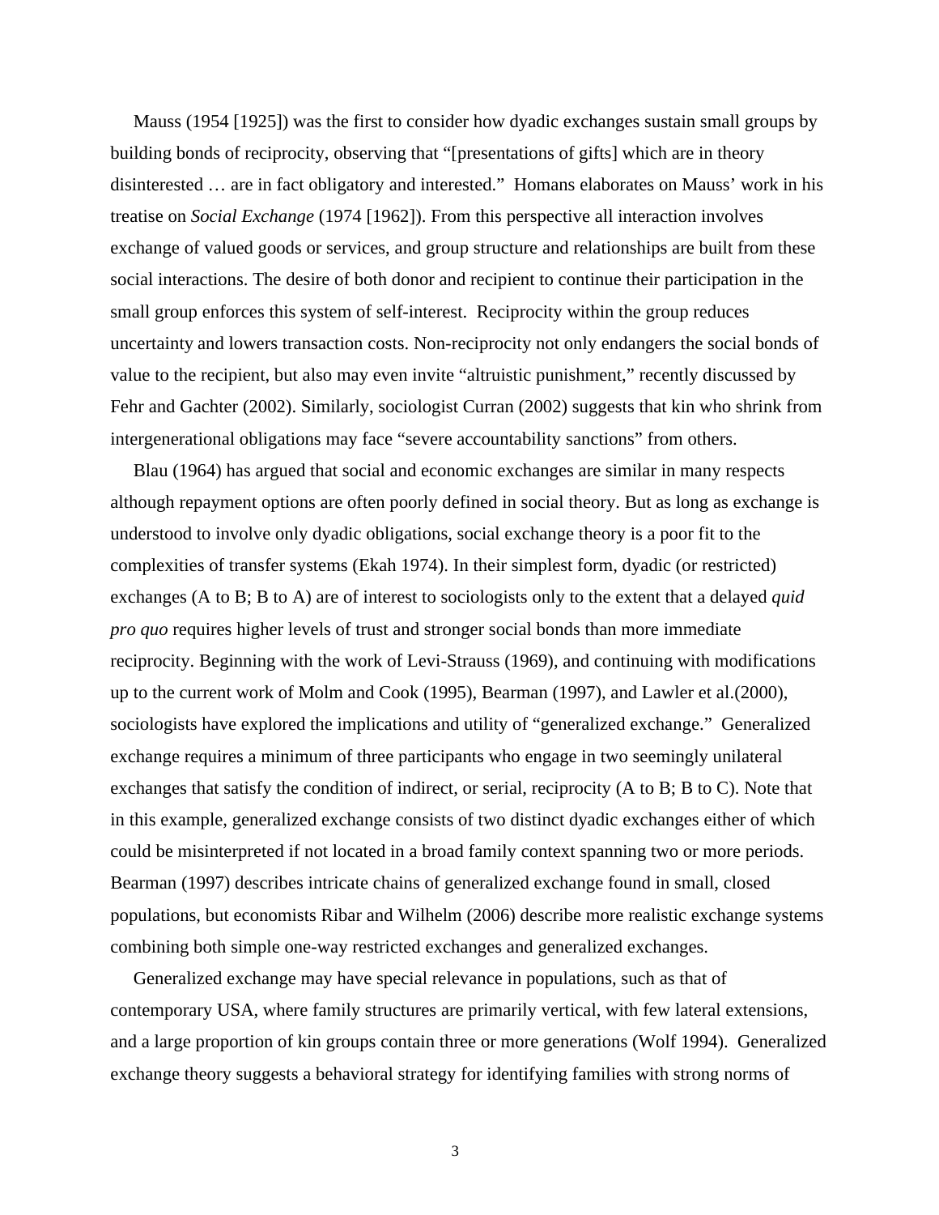Mauss (1954 [1925]) was the first to consider how dyadic exchanges sustain small groups by building bonds of reciprocity, observing that "[presentations of gifts] which are in theory disinterested … are in fact obligatory and interested." Homans elaborates on Mauss' work in his treatise on *Social Exchange* (1974 [1962]). From this perspective all interaction involves exchange of valued goods or services, and group structure and relationships are built from these social interactions. The desire of both donor and recipient to continue their participation in the small group enforces this system of self-interest. Reciprocity within the group reduces uncertainty and lowers transaction costs. Non-reciprocity not only endangers the social bonds of value to the recipient, but also may even invite "altruistic punishment," recently discussed by Fehr and Gachter (2002). Similarly, sociologist Curran (2002) suggests that kin who shrink from intergenerational obligations may face "severe accountability sanctions" from others.

Blau (1964) has argued that social and economic exchanges are similar in many respects although repayment options are often poorly defined in social theory. But as long as exchange is understood to involve only dyadic obligations, social exchange theory is a poor fit to the complexities of transfer systems (Ekah 1974). In their simplest form, dyadic (or restricted) exchanges (A to B; B to A) are of interest to sociologists only to the extent that a delayed *quid pro quo* requires higher levels of trust and stronger social bonds than more immediate reciprocity. Beginning with the work of Levi-Strauss (1969), and continuing with modifications up to the current work of Molm and Cook (1995), Bearman (1997), and Lawler et al.(2000), sociologists have explored the implications and utility of "generalized exchange." Generalized exchange requires a minimum of three participants who engage in two seemingly unilateral exchanges that satisfy the condition of indirect, or serial, reciprocity (A to B; B to C). Note that in this example, generalized exchange consists of two distinct dyadic exchanges either of which could be misinterpreted if not located in a broad family context spanning two or more periods. Bearman (1997) describes intricate chains of generalized exchange found in small, closed populations, but economists Ribar and Wilhelm (2006) describe more realistic exchange systems combining both simple one-way restricted exchanges and generalized exchanges.

Generalized exchange may have special relevance in populations, such as that of contemporary USA, where family structures are primarily vertical, with few lateral extensions, and a large proportion of kin groups contain three or more generations (Wolf 1994). Generalized exchange theory suggests a behavioral strategy for identifying families with strong norms of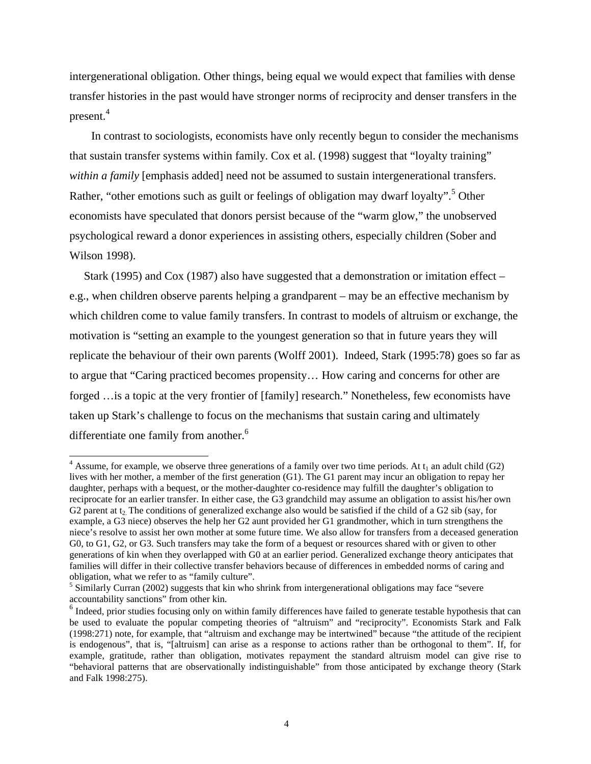intergenerational obligation. Other things, being equal we would expect that families with dense transfer histories in the past would have stronger norms of reciprocity and denser transfers in the present.[4]

In contrast to sociologists, economists have only recently begun to consider the mechanisms that sustain transfer systems within family. Cox et al. (1998) suggest that "loyalty training" *within a family* [emphasis added] need not be assumed to sustain intergenerational transfers. Rather, "other emotions such as guilt or feelings of obligation may dwarf loyalty".[5] Other economists have speculated that donors persist because of the "warm glow," the unobserved psychological reward a donor experiences in assisting others, especially children (Sober and Wilson 1998).

Stark (1995) and Cox (1987) also have suggested that a demonstration or imitation effect – e.g., when children observe parents helping a grandparent – may be an effective mechanism by which children come to value family transfers. In contrast to models of altruism or exchange, the motivation is "setting an example to the youngest generation so that in future years they will replicate the behaviour of their own parents (Wolff 2001). Indeed, Stark (1995:78) goes so far as to argue that "Caring practiced becomes propensity… How caring and concerns for other are forged …is a topic at the very frontier of [family] research." Nonetheless, few economists have taken up Stark's challenge to focus on the mechanisms that sustain caring and ultimately differentiate one family from another.[6]

[4] Assume, for example, we observe three generations of a family over two time periods. At $t_1$ an adult child (G2) lives with her mother, a member of the first generation (G1). The G1 parent may incur an obligation to repay her daughter, perhaps with a bequest, or the mother-daughter co-residence may fulfill the daughter's obligation to reciprocate for an earlier transfer. In either case, the G3 grandchild may assume an obligation to assist his/her own G2 parent at $t_2$. The conditions of generalized exchange also would be satisfied if the child of a G2 sib (say, for example, a G3 niece) observes the help her G2 aunt provided her G1 grandmother, which in turn strengthens the niece's resolve to assist her own mother at some future time. We also allow for transfers from a deceased generation G0, to G1, G2, or G3. Such transfers may take the form of a bequest or resources shared with or given to other generations of kin when they overlapped with G0 at an earlier period. Generalized exchange theory anticipates that families will differ in their collective transfer behaviors because of differences in embedded norms of caring and obligation, what we refer to as "family culture".

[5] Similarly Curran (2002) suggests that kin who shrink from intergenerational obligations may face "severe accountability sanctions" from other kin.

[6] Indeed, prior studies focusing only on within family differences have failed to generate testable hypothesis that can be used to evaluate the popular competing theories of "altruism" and "reciprocity". Economists Stark and Falk (1998:271) note, for example, that "altruism and exchange may be intertwined" because "the attitude of the recipient is endogenous", that is, "[altruism] can arise as a response to actions rather than be orthogonal to them". If, for example, gratitude, rather than obligation, motivates repayment the standard altruism model can give rise to "behavioral patterns that are observationally indistinguishable" from those anticipated by exchange theory (Stark and Falk 1998:275).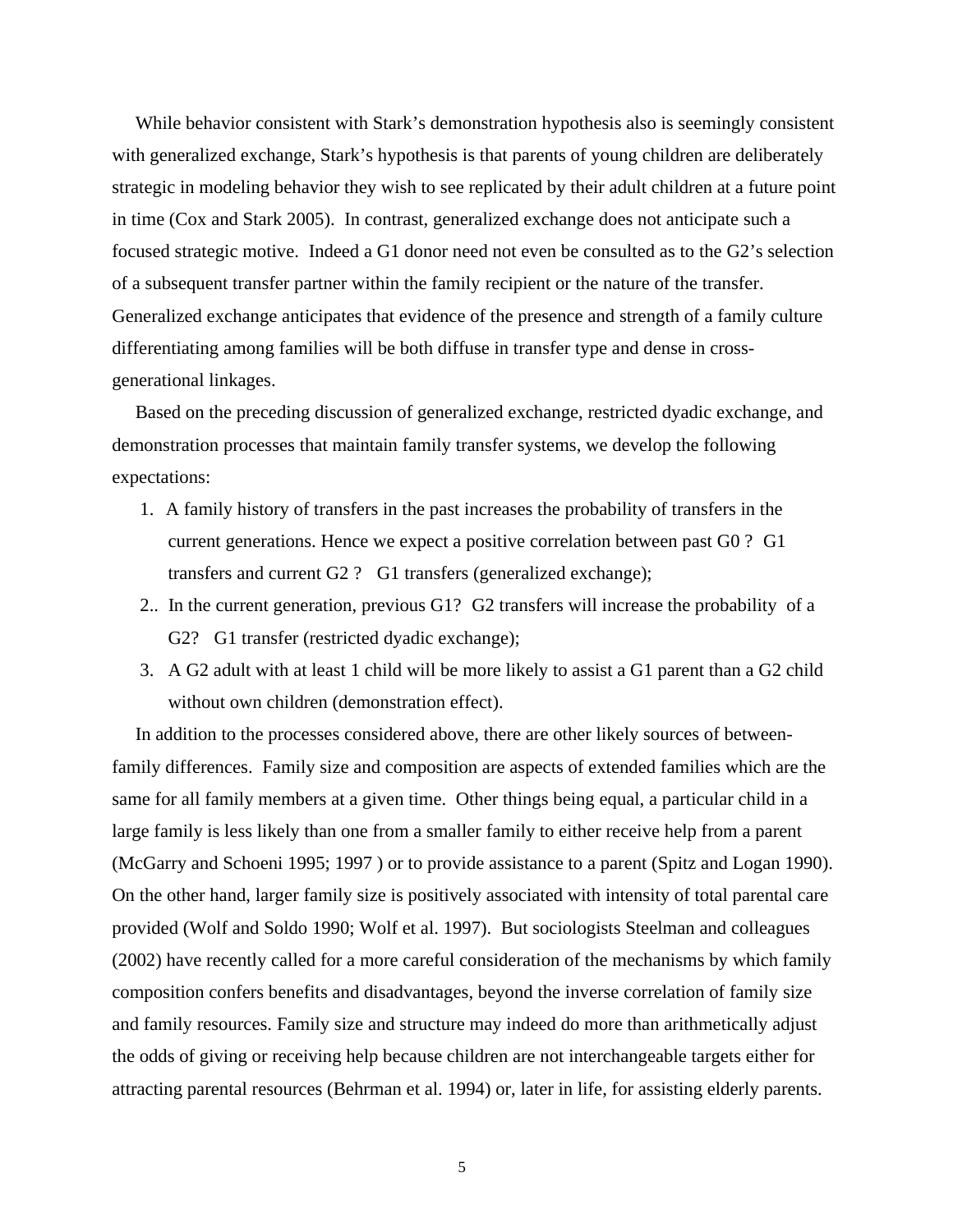While behavior consistent with Stark's demonstration hypothesis also is seemingly consistent with generalized exchange, Stark's hypothesis is that parents of young children are deliberately strategic in modeling behavior they wish to see replicated by their adult children at a future point in time (Cox and Stark 2005). In contrast, generalized exchange does not anticipate such a focused strategic motive. Indeed a G1 donor need not even be consulted as to the G2's selection of a subsequent transfer partner within the family recipient or the nature of the transfer. Generalized exchange anticipates that evidence of the presence and strength of a family culture differentiating among families will be both diffuse in transfer type and dense in cross-generational linkages.

Based on the preceding discussion of generalized exchange, restricted dyadic exchange, and demonstration processes that maintain family transfer systems, we develop the following expectations:

1. A family history of transfers in the past increases the probability of transfers in the current generations. Hence we expect a positive correlation between past G0 ? G1 transfers and current G2 ? G1 transfers (generalized exchange);
2. In the current generation, previous G1? G2 transfers will increase the probability of a G2? G1 transfer (restricted dyadic exchange);
3. A G2 adult with at least 1 child will be more likely to assist a G1 parent than a G2 child without own children (demonstration effect).

In addition to the processes considered above, there are other likely sources of between-family differences. Family size and composition are aspects of extended families which are the same for all family members at a given time. Other things being equal, a particular child in a large family is less likely than one from a smaller family to either receive help from a parent (McGarry and Schoeni 1995; 1997 ) or to provide assistance to a parent (Spitz and Logan 1990). On the other hand, larger family size is positively associated with intensity of total parental care provided (Wolf and Soldo 1990; Wolf et al. 1997). But sociologists Steelman and colleagues (2002) have recently called for a more careful consideration of the mechanisms by which family composition confers benefits and disadvantages, beyond the inverse correlation of family size and family resources. Family size and structure may indeed do more than arithmetically adjust the odds of giving or receiving help because children are not interchangeable targets either for attracting parental resources (Behrman et al. 1994) or, later in life, for assisting elderly parents.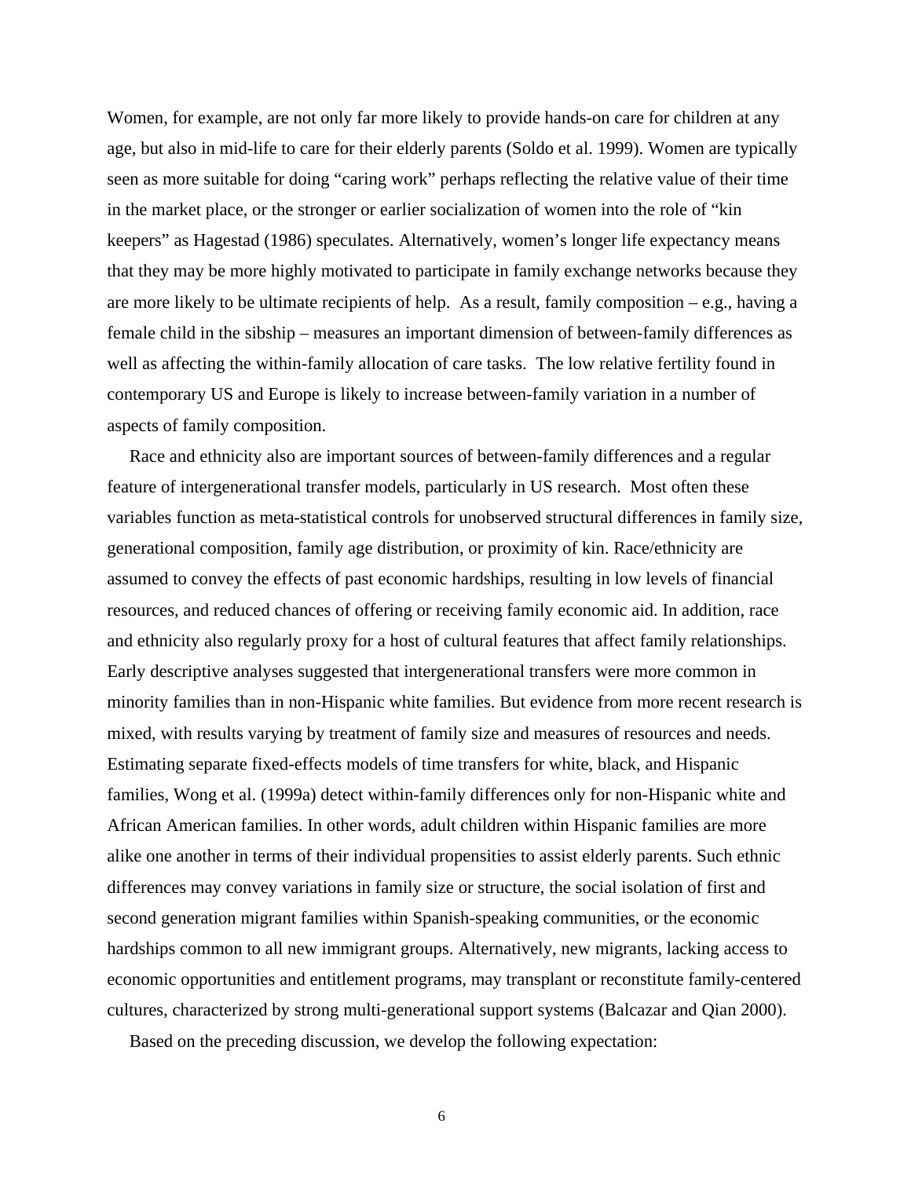Women, for example, are not only far more likely to provide hands-on care for children at any age, but also in mid-life to care for their elderly parents (Soldo et al. 1999). Women are typically seen as more suitable for doing "caring work" perhaps reflecting the relative value of their time in the market place, or the stronger or earlier socialization of women into the role of "kin keepers" as Hagestad (1986) speculates. Alternatively, women's longer life expectancy means that they may be more highly motivated to participate in family exchange networks because they are more likely to be ultimate recipients of help. As a result, family composition – e.g., having a female child in the sibship – measures an important dimension of between-family differences as well as affecting the within-family allocation of care tasks. The low relative fertility found in contemporary US and Europe is likely to increase between-family variation in a number of aspects of family composition.

Race and ethnicity also are important sources of between-family differences and a regular feature of intergenerational transfer models, particularly in US research. Most often these variables function as meta-statistical controls for unobserved structural differences in family size, generational composition, family age distribution, or proximity of kin. Race/ethnicity are assumed to convey the effects of past economic hardships, resulting in low levels of financial resources, and reduced chances of offering or receiving family economic aid. In addition, race and ethnicity also regularly proxy for a host of cultural features that affect family relationships. Early descriptive analyses suggested that intergenerational transfers were more common in minority families than in non-Hispanic white families. But evidence from more recent research is mixed, with results varying by treatment of family size and measures of resources and needs. Estimating separate fixed-effects models of time transfers for white, black, and Hispanic families, Wong et al. (1999a) detect within-family differences only for non-Hispanic white and African American families. In other words, adult children within Hispanic families are more alike one another in terms of their individual propensities to assist elderly parents. Such ethnic differences may convey variations in family size or structure, the social isolation of first and second generation migrant families within Spanish-speaking communities, or the economic hardships common to all new immigrant groups. Alternatively, new migrants, lacking access to economic opportunities and entitlement programs, may transplant or reconstitute family-centered cultures, characterized by strong multi-generational support systems (Balcazar and Qian 2000).

Based on the preceding discussion, we develop the following expectation: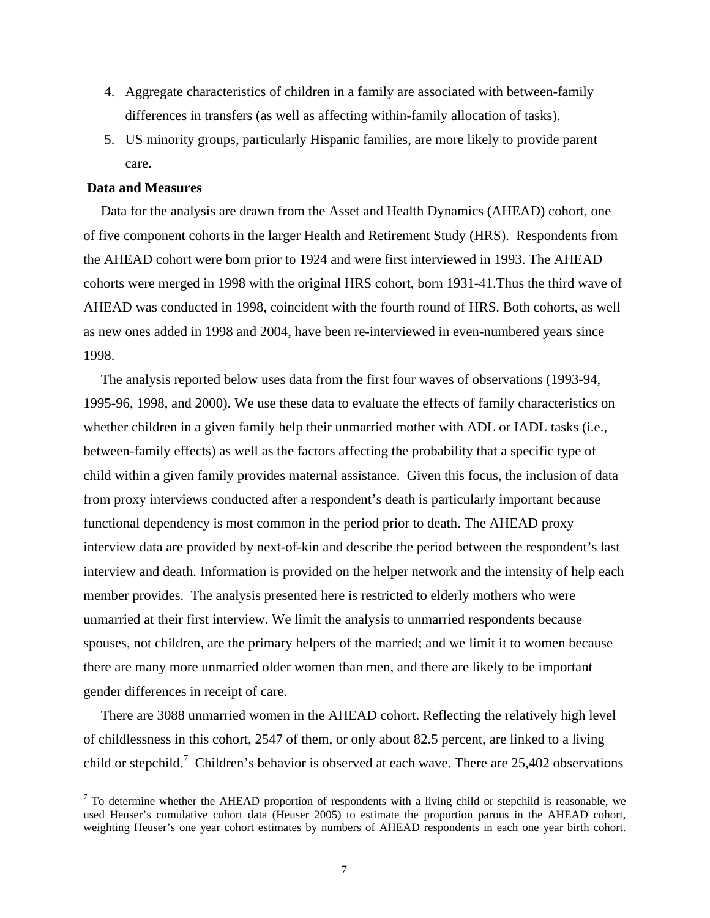4. Aggregate characteristics of children in a family are associated with between-family differences in transfers (as well as affecting within-family allocation of tasks).
5. US minority groups, particularly Hispanic families, are more likely to provide parent care.

**Data and Measures**

Data for the analysis are drawn from the Asset and Health Dynamics (AHEAD) cohort, one of five component cohorts in the larger Health and Retirement Study (HRS). Respondents from the AHEAD cohort were born prior to 1924 and were first interviewed in 1993. The AHEAD cohorts were merged in 1998 with the original HRS cohort, born 1931-41.Thus the third wave of AHEAD was conducted in 1998, coincident with the fourth round of HRS. Both cohorts, as well as new ones added in 1998 and 2004, have been re-interviewed in even-numbered years since 1998.

The analysis reported below uses data from the first four waves of observations (1993-94, 1995-96, 1998, and 2000). We use these data to evaluate the effects of family characteristics on whether children in a given family help their unmarried mother with ADL or IADL tasks (i.e., between-family effects) as well as the factors affecting the probability that a specific type of child within a given family provides maternal assistance. Given this focus, the inclusion of data from proxy interviews conducted after a respondent's death is particularly important because functional dependency is most common in the period prior to death. The AHEAD proxy interview data are provided by next-of-kin and describe the period between the respondent's last interview and death. Information is provided on the helper network and the intensity of help each member provides. The analysis presented here is restricted to elderly mothers who were unmarried at their first interview. We limit the analysis to unmarried respondents because spouses, not children, are the primary helpers of the married; and we limit it to women because there are many more unmarried older women than men, and there are likely to be important gender differences in receipt of care.

There are 3088 unmarried women in the AHEAD cohort. Reflecting the relatively high level of childlessness in this cohort, 2547 of them, or only about 82.5 percent, are linked to a living child or stepchild.[7] Children's behavior is observed at each wave. There are 25,402 observations

[7] To determine whether the AHEAD proportion of respondents with a living child or stepchild is reasonable, we used Heuser's cumulative cohort data (Heuser 2005) to estimate the proportion parous in the AHEAD cohort, weighting Heuser's one year cohort estimates by numbers of AHEAD respondents in each one year birth cohort.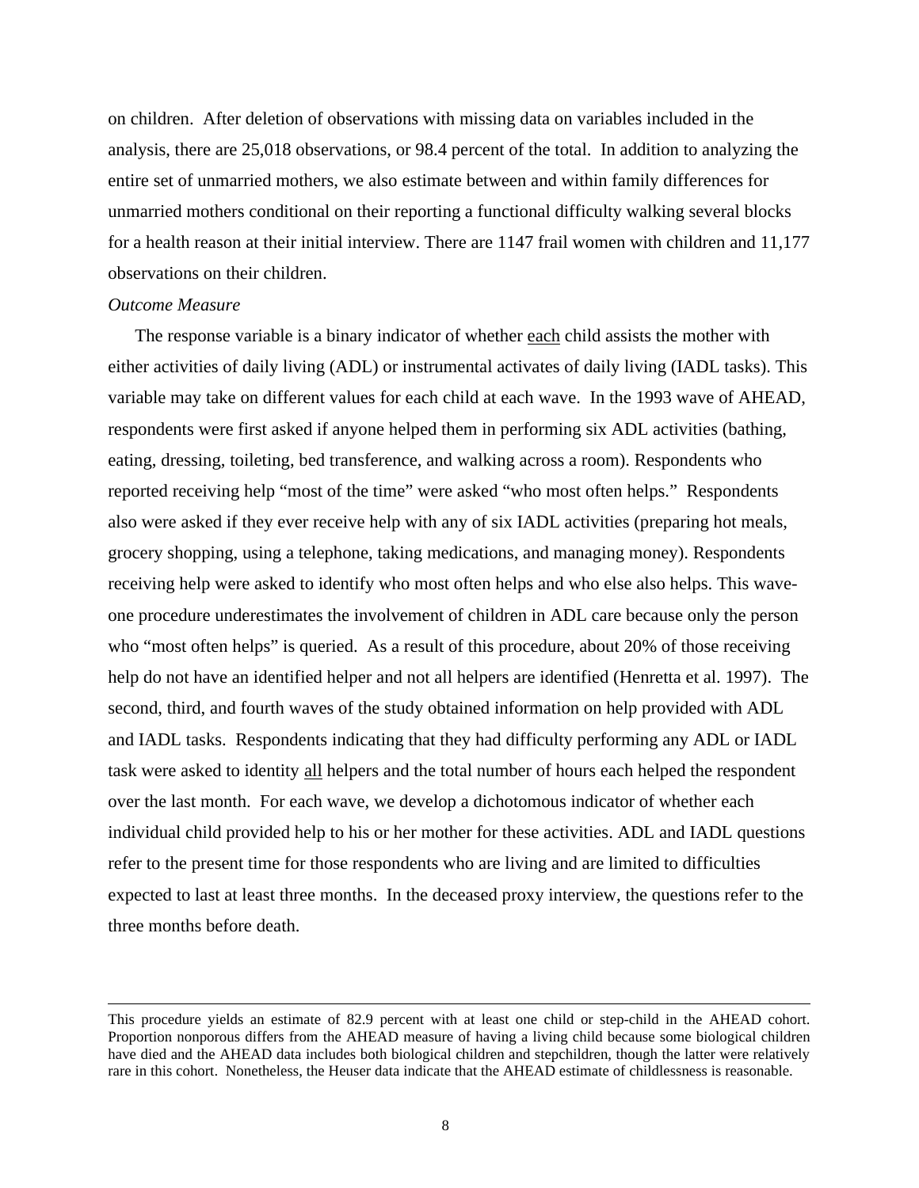on children. After deletion of observations with missing data on variables included in the analysis, there are 25,018 observations, or 98.4 percent of the total. In addition to analyzing the entire set of unmarried mothers, we also estimate between and within family differences for unmarried mothers conditional on their reporting a functional difficulty walking several blocks for a health reason at their initial interview. There are 1147 frail women with children and 11,177 observations on their children.

*Outcome Measure*

The response variable is a binary indicator of whether each child assists the mother with either activities of daily living (ADL) or instrumental activates of daily living (IADL tasks). This variable may take on different values for each child at each wave. In the 1993 wave of AHEAD, respondents were first asked if anyone helped them in performing six ADL activities (bathing, eating, dressing, toileting, bed transference, and walking across a room). Respondents who reported receiving help "most of the time" were asked "who most often helps." Respondents also were asked if they ever receive help with any of six IADL activities (preparing hot meals, grocery shopping, using a telephone, taking medications, and managing money). Respondents receiving help were asked to identify who most often helps and who else also helps. This wave-one procedure underestimates the involvement of children in ADL care because only the person who "most often helps" is queried. As a result of this procedure, about 20% of those receiving help do not have an identified helper and not all helpers are identified (Henretta et al. 1997). The second, third, and fourth waves of the study obtained information on help provided with ADL and IADL tasks. Respondents indicating that they had difficulty performing any ADL or IADL task were asked to identity all helpers and the total number of hours each helped the respondent over the last month. For each wave, we develop a dichotomous indicator of whether each individual child provided help to his or her mother for these activities. ADL and IADL questions refer to the present time for those respondents who are living and are limited to difficulties expected to last at least three months. In the deceased proxy interview, the questions refer to the three months before death.

---

This procedure yields an estimate of 82.9 percent with at least one child or step-child in the AHEAD cohort. Proportion nonporous differs from the AHEAD measure of having a living child because some biological children have died and the AHEAD data includes both biological children and stepchildren, though the latter were relatively rare in this cohort. Nonetheless, the Heuser data indicate that the AHEAD estimate of childlessness is reasonable.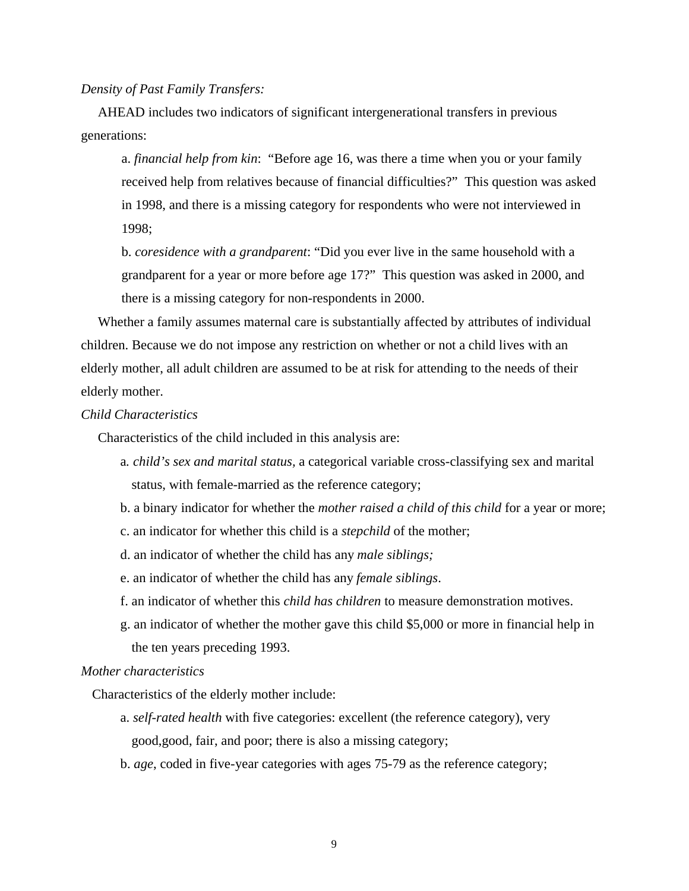*Density of Past Family Transfers:*

AHEAD includes two indicators of significant intergenerational transfers in previous generations:

a. *financial help from kin*: "Before age 16, was there a time when you or your family received help from relatives because of financial difficulties?" This question was asked in 1998, and there is a missing category for respondents who were not interviewed in 1998;

b. *coresidence with a grandparent*: "Did you ever live in the same household with a grandparent for a year or more before age 17?" This question was asked in 2000, and there is a missing category for non-respondents in 2000.

Whether a family assumes maternal care is substantially affected by attributes of individual children. Because we do not impose any restriction on whether or not a child lives with an elderly mother, all adult children are assumed to be at risk for attending to the needs of their elderly mother.

*Child Characteristics*

Characteristics of the child included in this analysis are:

a. *child's sex and marital status*, a categorical variable cross-classifying sex and marital status, with female-married as the reference category;

b. a binary indicator for whether the *mother raised a child of this child* for a year or more;

c. an indicator for whether this child is a *stepchild* of the mother;

d. an indicator of whether the child has any *male siblings;*

e. an indicator of whether the child has any *female siblings*.

f. an indicator of whether this *child has children* to measure demonstration motives.

g. an indicator of whether the mother gave this child $5,000 or more in financial help in the ten years preceding 1993.

*Mother characteristics*

Characteristics of the elderly mother include:

a. *self-rated health* with five categories: excellent (the reference category), very good,good, good, fair, and poor; there is also a missing category;

b. *age*, coded in five-year categories with ages 75-79 as the reference category;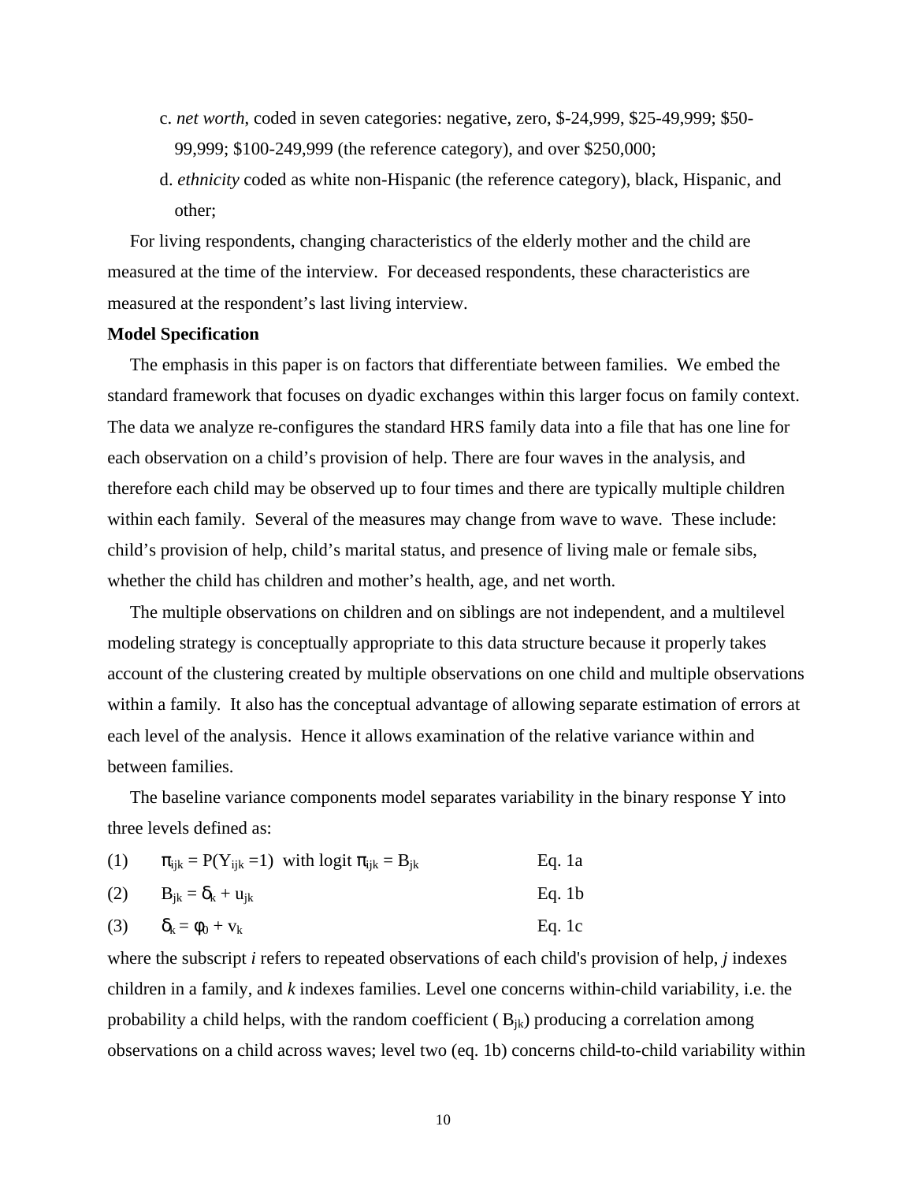c. *net worth*, coded in seven categories: negative, zero, $-24,999, $25-49,999; $50-99,999; $100-249,999 (the reference category), and over $250,000;

d. *ethnicity* coded as white non-Hispanic (the reference category), black, Hispanic, and other;

For living respondents, changing characteristics of the elderly mother and the child are measured at the time of the interview. For deceased respondents, these characteristics are measured at the respondent's last living interview.

**Model Specification**

The emphasis in this paper is on factors that differentiate between families. We embed the standard framework that focuses on dyadic exchanges within this larger focus on family context. The data we analyze re-configures the standard HRS family data into a file that has one line for each observation on a child's provision of help. There are four waves in the analysis, and therefore each child may be observed up to four times and there are typically multiple children within each family. Several of the measures may change from wave to wave. These include: child's provision of help, child's marital status, and presence of living male or female sibs, whether the child has children and mother's health, age, and net worth.

The multiple observations on children and on siblings are not independent, and a multilevel modeling strategy is conceptually appropriate to this data structure because it properly takes account of the clustering created by multiple observations on one child and multiple observations within a family. It also has the conceptual advantage of allowing separate estimation of errors at each level of the analysis. Hence it allows examination of the relative variance within and between families.

The baseline variance components model separates variability in the binary response Y into three levels defined as:

(1) $\pi_{ijk} = P(Y_{ijk} = 1)$ with logit $\pi_{ijk} = B_{jk}$ Eq. 1a

(2) $B_{jk} = \delta_k + u_{jk}$ Eq. 1b

(3) $\delta_k = \phi_0 + v_k$ Eq. 1c

where the subscript *i* refers to repeated observations of each child's provision of help, *j* indexes children in a family, and *k* indexes families. Level one concerns within-child variability, i.e. the probability a child helps, with the random coefficient ( $B_{jk}$) producing a correlation among observations on a child across waves; level two (eq. 1b) concerns child-to-child variability within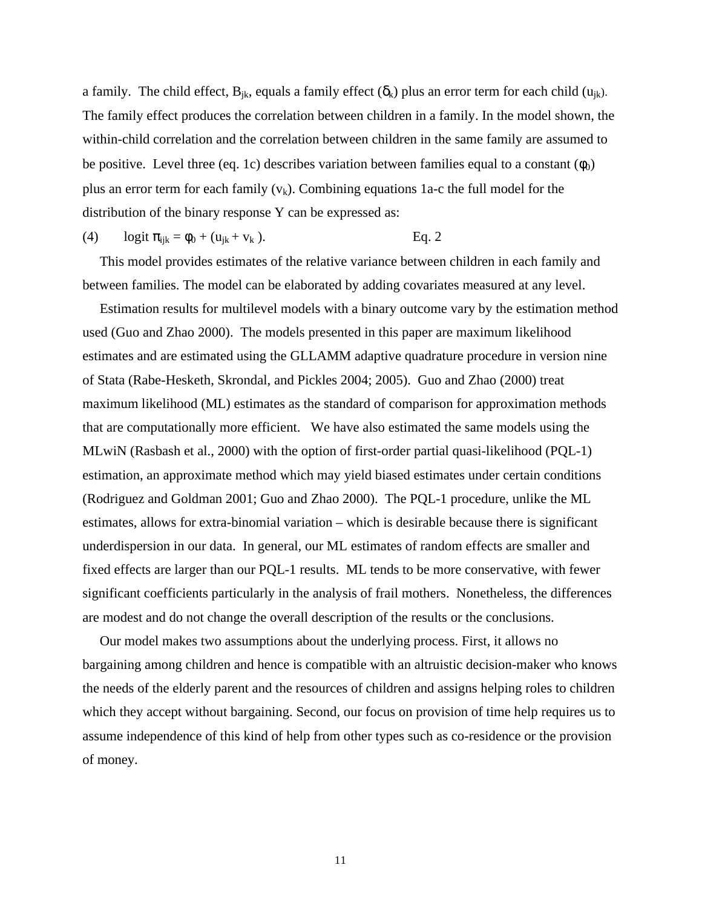a family. The child effect, $B_{jk}$, equals a family effect ($\delta_k$) plus an error term for each child ($u_{jk}$). The family effect produces the correlation between children in a family. In the model shown, the within-child correlation and the correlation between children in the same family are assumed to be positive. Level three (eq. 1c) describes variation between families equal to a constant ($\phi_0$) plus an error term for each family ($v_k$). Combining equations 1a-c the full model for the distribution of the binary response Y can be expressed as:

(4) $\quad \text{logit } \pi_{ijk} = \phi_0 + (u_{jk} + v_k)$. $\qquad$ Eq. 2

This model provides estimates of the relative variance between children in each family and between families. The model can be elaborated by adding covariates measured at any level.

Estimation results for multilevel models with a binary outcome vary by the estimation method used (Guo and Zhao 2000). The models presented in this paper are maximum likelihood estimates and are estimated using the GLLAMM adaptive quadrature procedure in version nine of Stata (Rabe-Hesketh, Skrondal, and Pickles 2004; 2005). Guo and Zhao (2000) treat maximum likelihood (ML) estimates as the standard of comparison for approximation methods that are computationally more efficient. We have also estimated the same models using the MLwiN (Rasbash et al., 2000) with the option of first-order partial quasi-likelihood (PQL-1) estimation, an approximate method which may yield biased estimates under certain conditions (Rodriguez and Goldman 2001; Guo and Zhao 2000). The PQL-1 procedure, unlike the ML estimates, allows for extra-binomial variation – which is desirable because there is significant underdispersion in our data. In general, our ML estimates of random effects are smaller and fixed effects are larger than our PQL-1 results. ML tends to be more conservative, with fewer significant coefficients particularly in the analysis of frail mothers. Nonetheless, the differences are modest and do not change the overall description of the results or the conclusions.

Our model makes two assumptions about the underlying process. First, it allows no bargaining among children and hence is compatible with an altruistic decision-maker who knows the needs of the elderly parent and the resources of children and assigns helping roles to children which they accept without bargaining. Second, our focus on provision of time help requires us to assume independence of this kind of help from other types such as co-residence or the provision of money.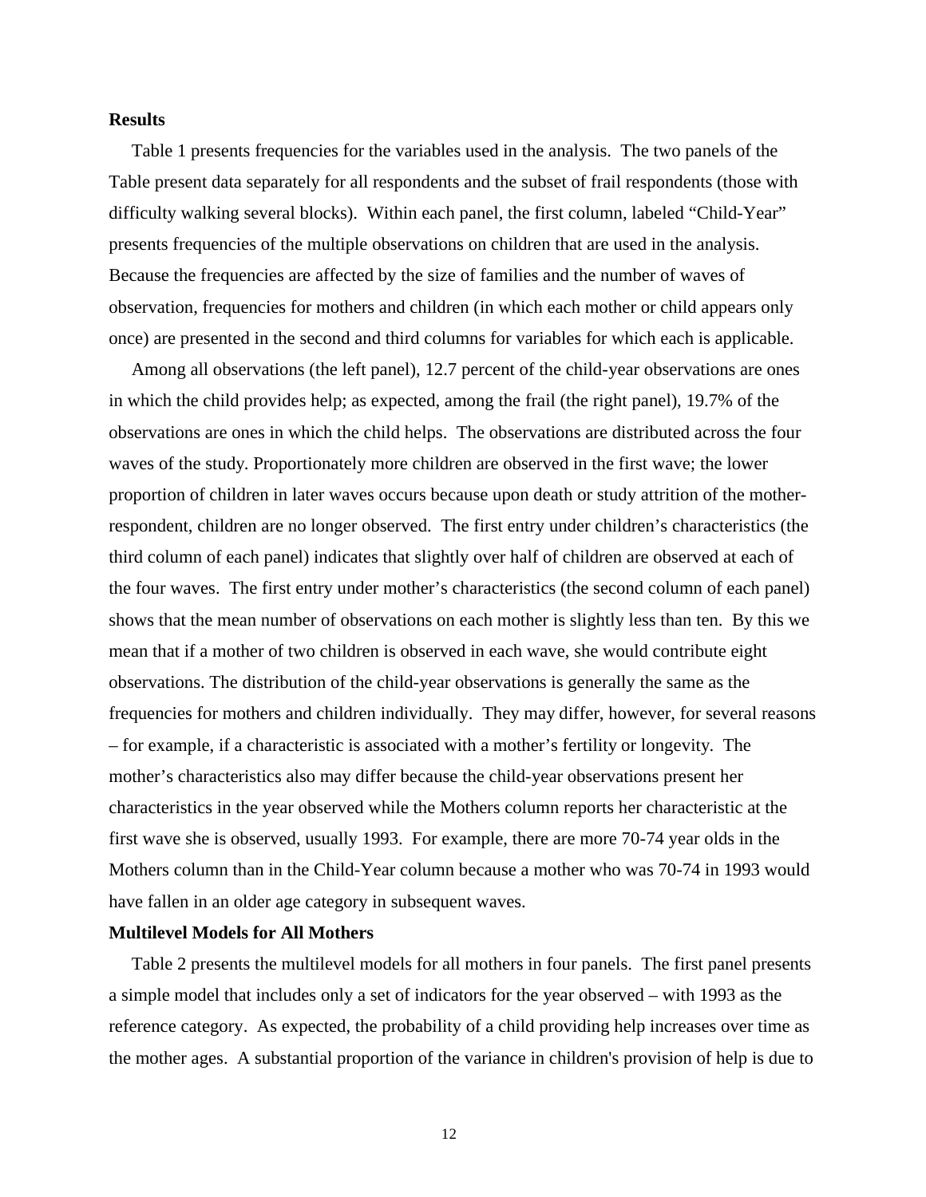**Results**

Table 1 presents frequencies for the variables used in the analysis. The two panels of the Table present data separately for all respondents and the subset of frail respondents (those with difficulty walking several blocks). Within each panel, the first column, labeled "Child-Year" presents frequencies of the multiple observations on children that are used in the analysis. Because the frequencies are affected by the size of families and the number of waves of observation, frequencies for mothers and children (in which each mother or child appears only once) are presented in the second and third columns for variables for which each is applicable.

Among all observations (the left panel), 12.7 percent of the child-year observations are ones in which the child provides help; as expected, among the frail (the right panel), 19.7% of the observations are ones in which the child helps. The observations are distributed across the four waves of the study. Proportionately more children are observed in the first wave; the lower proportion of children in later waves occurs because upon death or study attrition of the mother-respondent, children are no longer observed. The first entry under children's characteristics (the third column of each panel) indicates that slightly over half of children are observed at each of the four waves. The first entry under mother's characteristics (the second column of each panel) shows that the mean number of observations on each mother is slightly less than ten. By this we mean that if a mother of two children is observed in each wave, she would contribute eight observations. The distribution of the child-year observations is generally the same as the frequencies for mothers and children individually. They may differ, however, for several reasons – for example, if a characteristic is associated with a mother's fertility or longevity. The mother's characteristics also may differ because the child-year observations present her characteristics in the year observed while the Mothers column reports her characteristic at the first wave she is observed, usually 1993. For example, there are more 70-74 year olds in the Mothers column than in the Child-Year column because a mother who was 70-74 in 1993 would have fallen in an older age category in subsequent waves.

**Multilevel Models for All Mothers**

Table 2 presents the multilevel models for all mothers in four panels. The first panel presents a simple model that includes only a set of indicators for the year observed – with 1993 as the reference category. As expected, the probability of a child providing help increases over time as the mother ages. A substantial proportion of the variance in children's provision of help is due to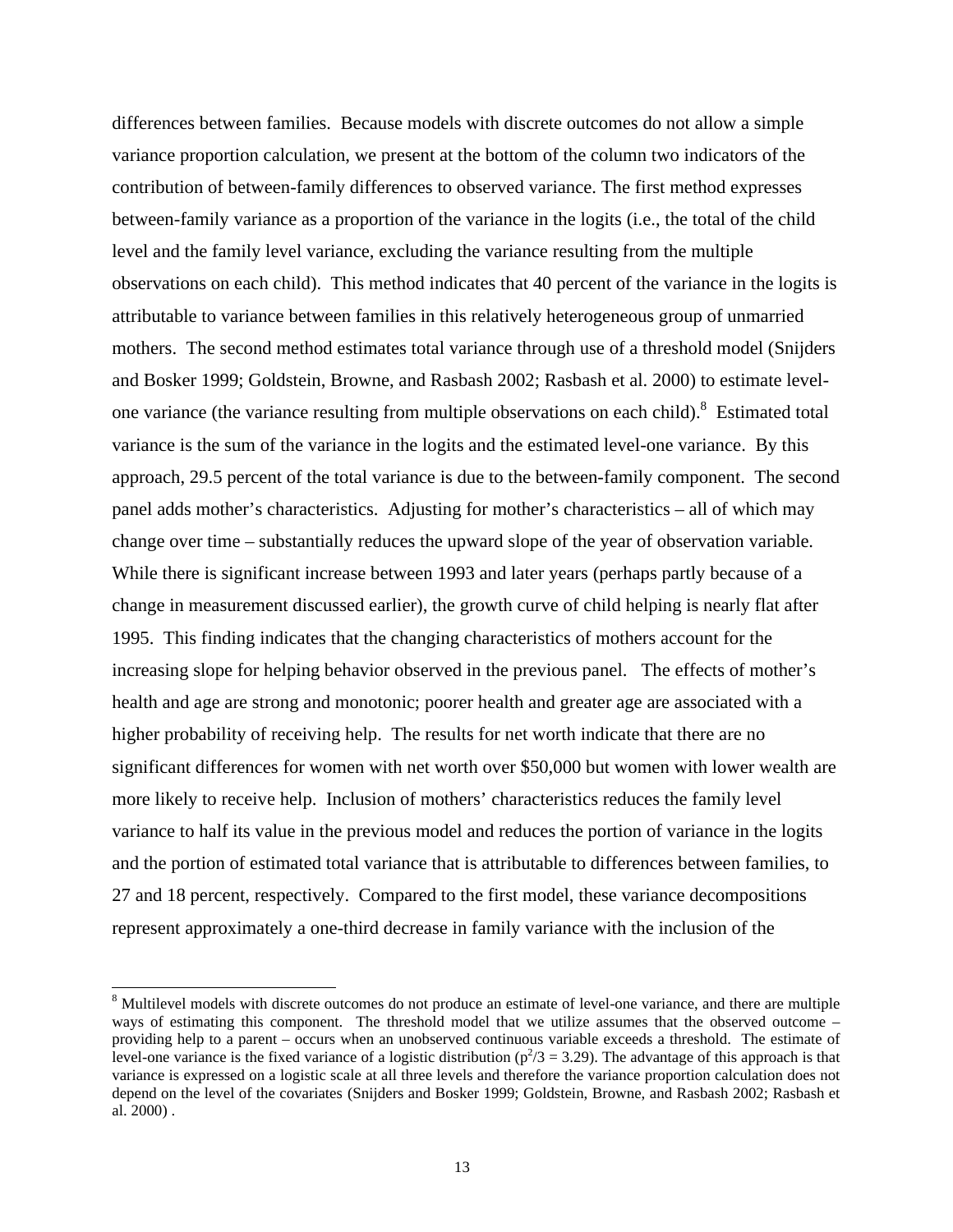differences between families. Because models with discrete outcomes do not allow a simple variance proportion calculation, we present at the bottom of the column two indicators of the contribution of between-family differences to observed variance. The first method expresses between-family variance as a proportion of the variance in the logits (i.e., the total of the child level and the family level variance, excluding the variance resulting from the multiple observations on each child). This method indicates that 40 percent of the variance in the logits is attributable to variance between families in this relatively heterogeneous group of unmarried mothers. The second method estimates total variance through use of a threshold model (Snijders and Bosker 1999; Goldstein, Browne, and Rasbash 2002; Rasbash et al. 2000) to estimate level-one variance (the variance resulting from multiple observations on each child).[8] Estimated total variance is the sum of the variance in the logits and the estimated level-one variance. By this approach, 29.5 percent of the total variance is due to the between-family component. The second panel adds mother's characteristics. Adjusting for mother's characteristics – all of which may change over time – substantially reduces the upward slope of the year of observation variable. While there is significant increase between 1993 and later years (perhaps partly because of a change in measurement discussed earlier), the growth curve of child helping is nearly flat after 1995. This finding indicates that the changing characteristics of mothers account for the increasing slope for helping behavior observed in the previous panel. The effects of mother's health and age are strong and monotonic; poorer health and greater age are associated with a higher probability of receiving help. The results for net worth indicate that there are no significant differences for women with net worth over $50,000 but women with lower wealth are more likely to receive help. Inclusion of mothers' characteristics reduces the family level variance to half its value in the previous model and reduces the portion of variance in the logits and the portion of estimated total variance that is attributable to differences between families, to 27 and 18 percent, respectively. Compared to the first model, these variance decompositions represent approximately a one-third decrease in family variance with the inclusion of the

---

[8] Multilevel models with discrete outcomes do not produce an estimate of level-one variance, and there are multiple ways of estimating this component. The threshold model that we utilize assumes that the observed outcome – providing help to a parent – occurs when an unobserved continuous variable exceeds a threshold. The estimate of level-one variance is the fixed variance of a logistic distribution ($p^2/3 = 3.29$). The advantage of this approach is that variance is expressed on a logistic scale at all three levels and therefore the variance proportion calculation does not depend on the level of the covariates (Snijders and Bosker 1999; Goldstein, Browne, and Rasbash 2002; Rasbash et al. 2000) .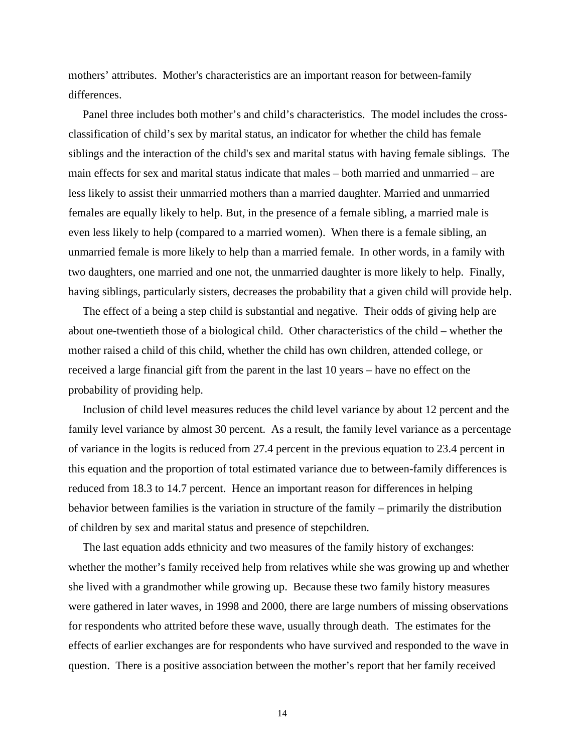mothers' attributes. Mother's characteristics are an important reason for between-family differences.

Panel three includes both mother's and child's characteristics. The model includes the cross-classification of child's sex by marital status, an indicator for whether the child has female siblings and the interaction of the child's sex and marital status with having female siblings. The main effects for sex and marital status indicate that males – both married and unmarried – are less likely to assist their unmarried mothers than a married daughter. Married and unmarried females are equally likely to help. But, in the presence of a female sibling, a married male is even less likely to help (compared to a married women). When there is a female sibling, an unmarried female is more likely to help than a married female. In other words, in a family with two daughters, one married and one not, the unmarried daughter is more likely to help. Finally, having siblings, particularly sisters, decreases the probability that a given child will provide help.

The effect of a being a step child is substantial and negative. Their odds of giving help are about one-twentieth those of a biological child. Other characteristics of the child – whether the mother raised a child of this child, whether the child has own children, attended college, or received a large financial gift from the parent in the last 10 years – have no effect on the probability of providing help.

Inclusion of child level measures reduces the child level variance by about 12 percent and the family level variance by almost 30 percent. As a result, the family level variance as a percentage of variance in the logits is reduced from 27.4 percent in the previous equation to 23.4 percent in this equation and the proportion of total estimated variance due to between-family differences is reduced from 18.3 to 14.7 percent. Hence an important reason for differences in helping behavior between families is the variation in structure of the family – primarily the distribution of children by sex and marital status and presence of stepchildren.

The last equation adds ethnicity and two measures of the family history of exchanges: whether the mother's family received help from relatives while she was growing up and whether she lived with a grandmother while growing up. Because these two family history measures were gathered in later waves, in 1998 and 2000, there are large numbers of missing observations for respondents who attrited before these wave, usually through death. The estimates for the effects of earlier exchanges are for respondents who have survived and responded to the wave in question. There is a positive association between the mother's report that her family received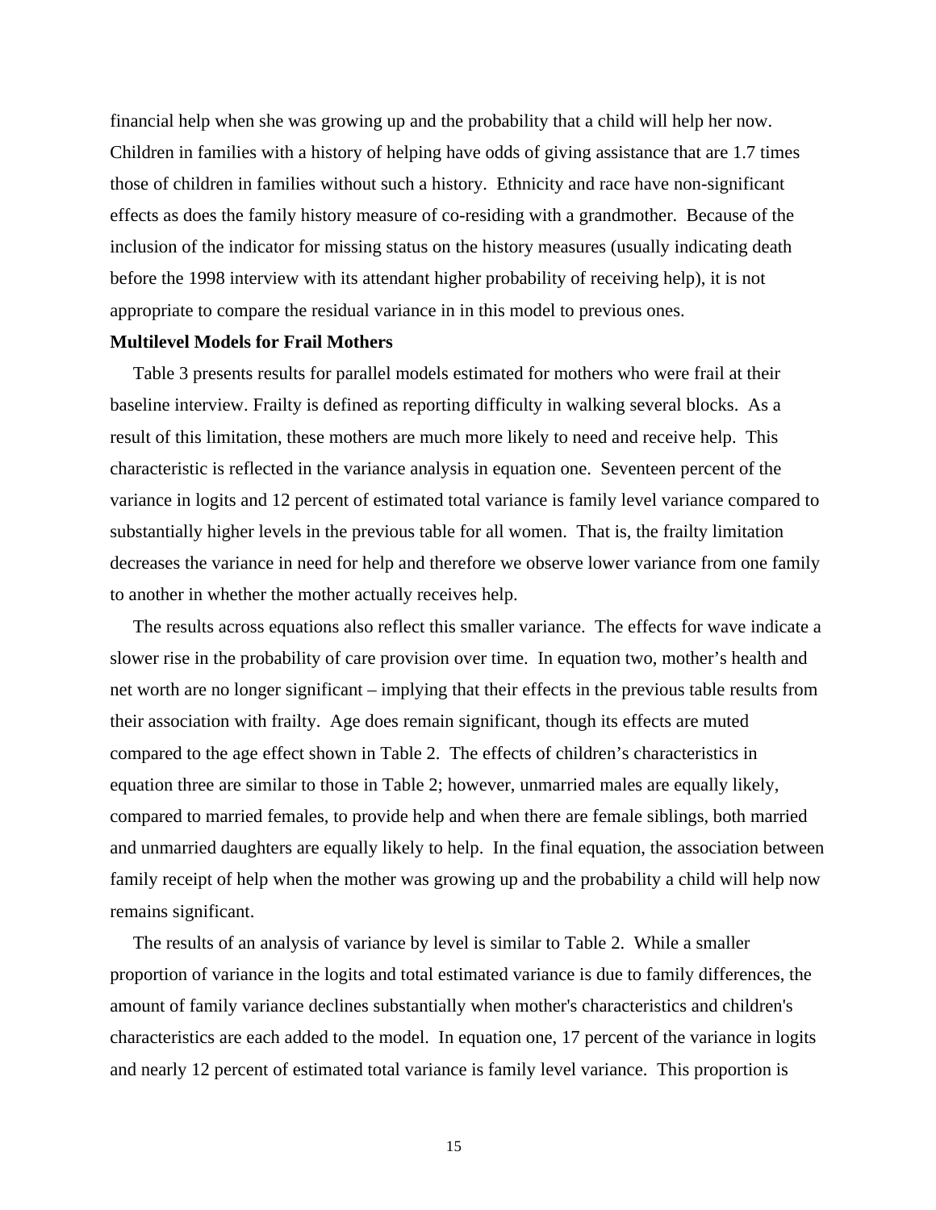financial help when she was growing up and the probability that a child will help her now. Children in families with a history of helping have odds of giving assistance that are 1.7 times those of children in families without such a history. Ethnicity and race have non-significant effects as does the family history measure of co-residing with a grandmother. Because of the inclusion of the indicator for missing status on the history measures (usually indicating death before the 1998 interview with its attendant higher probability of receiving help), it is not appropriate to compare the residual variance in in this model to previous ones.

**Multilevel Models for Frail Mothers**

Table 3 presents results for parallel models estimated for mothers who were frail at their baseline interview. Frailty is defined as reporting difficulty in walking several blocks. As a result of this limitation, these mothers are much more likely to need and receive help. This characteristic is reflected in the variance analysis in equation one. Seventeen percent of the variance in logits and 12 percent of estimated total variance is family level variance compared to substantially higher levels in the previous table for all women. That is, the frailty limitation decreases the variance in need for help and therefore we observe lower variance from one family to another in whether the mother actually receives help.

The results across equations also reflect this smaller variance. The effects for wave indicate a slower rise in the probability of care provision over time. In equation two, mother's health and net worth are no longer significant – implying that their effects in the previous table results from their association with frailty. Age does remain significant, though its effects are muted compared to the age effect shown in Table 2. The effects of children's characteristics in equation three are similar to those in Table 2; however, unmarried males are equally likely, compared to married females, to provide help and when there are female siblings, both married and unmarried daughters are equally likely to help. In the final equation, the association between family receipt of help when the mother was growing up and the probability a child will help now remains significant.

The results of an analysis of variance by level is similar to Table 2. While a smaller proportion of variance in the logits and total estimated variance is due to family differences, the amount of family variance declines substantially when mother's characteristics and children's characteristics are each added to the model. In equation one, 17 percent of the variance in logits and nearly 12 percent of estimated total variance is family level variance. This proportion is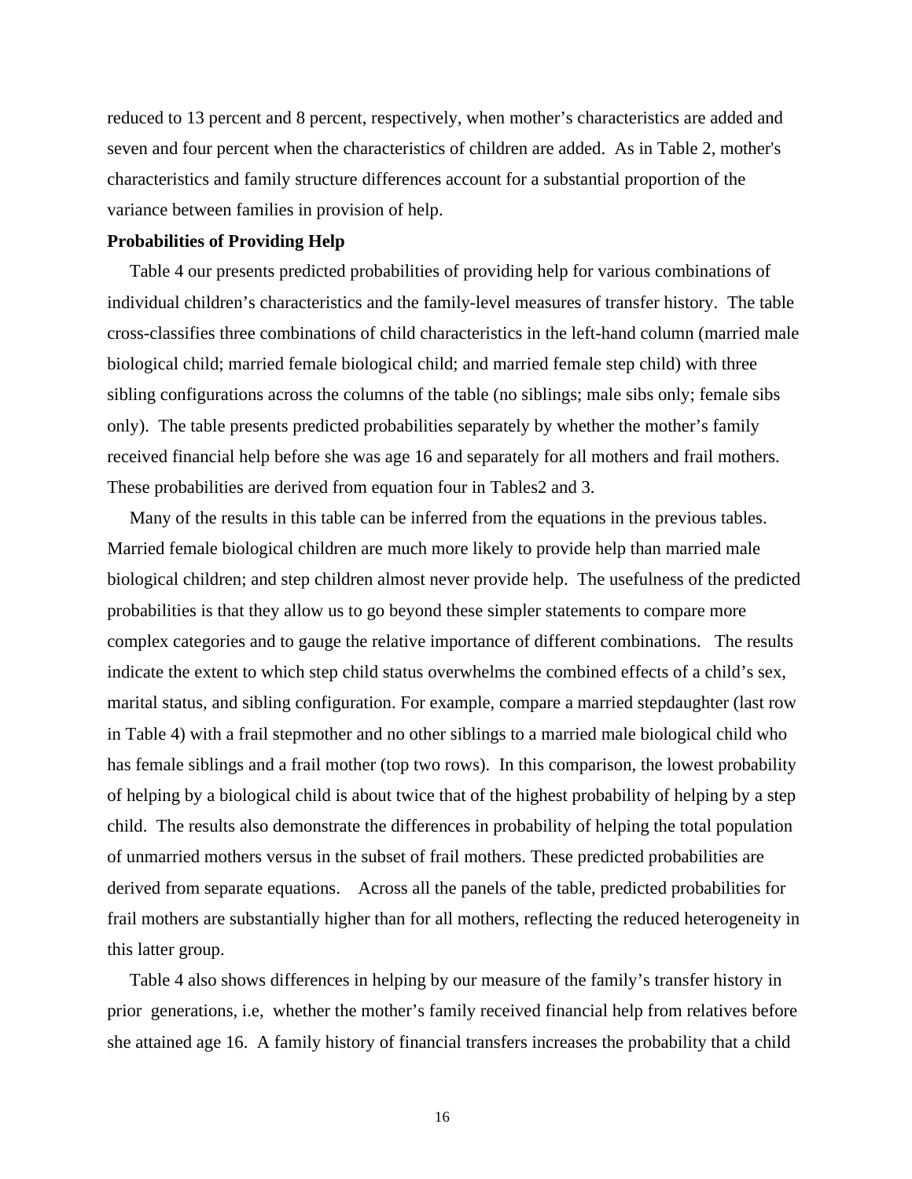reduced to 13 percent and 8 percent, respectively, when mother's characteristics are added and seven and four percent when the characteristics of children are added. As in Table 2, mother's characteristics and family structure differences account for a substantial proportion of the variance between families in provision of help.

**Probabilities of Providing Help**

Table 4 our presents predicted probabilities of providing help for various combinations of individual children's characteristics and the family-level measures of transfer history. The table cross-classifies three combinations of child characteristics in the left-hand column (married male biological child; married female biological child; and married female step child) with three sibling configurations across the columns of the table (no siblings; male sibs only; female sibs only). The table presents predicted probabilities separately by whether the mother's family received financial help before she was age 16 and separately for all mothers and frail mothers. These probabilities are derived from equation four in Tables2 and 3.

Many of the results in this table can be inferred from the equations in the previous tables. Married female biological children are much more likely to provide help than married male biological children; and step children almost never provide help. The usefulness of the predicted probabilities is that they allow us to go beyond these simpler statements to compare more complex categories and to gauge the relative importance of different combinations. The results indicate the extent to which step child status overwhelms the combined effects of a child's sex, marital status, and sibling configuration. For example, compare a married stepdaughter (last row in Table 4) with a frail stepmother and no other siblings to a married male biological child who has female siblings and a frail mother (top two rows). In this comparison, the lowest probability of helping by a biological child is about twice that of the highest probability of helping by a step child. The results also demonstrate the differences in probability of helping the total population of unmarried mothers versus in the subset of frail mothers. These predicted probabilities are derived from separate equations. Across all the panels of the table, predicted probabilities for frail mothers are substantially higher than for all mothers, reflecting the reduced heterogeneity in this latter group.

Table 4 also shows differences in helping by our measure of the family's transfer history in prior generations, i.e, whether the mother's family received financial help from relatives before she attained age 16. A family history of financial transfers increases the probability that a child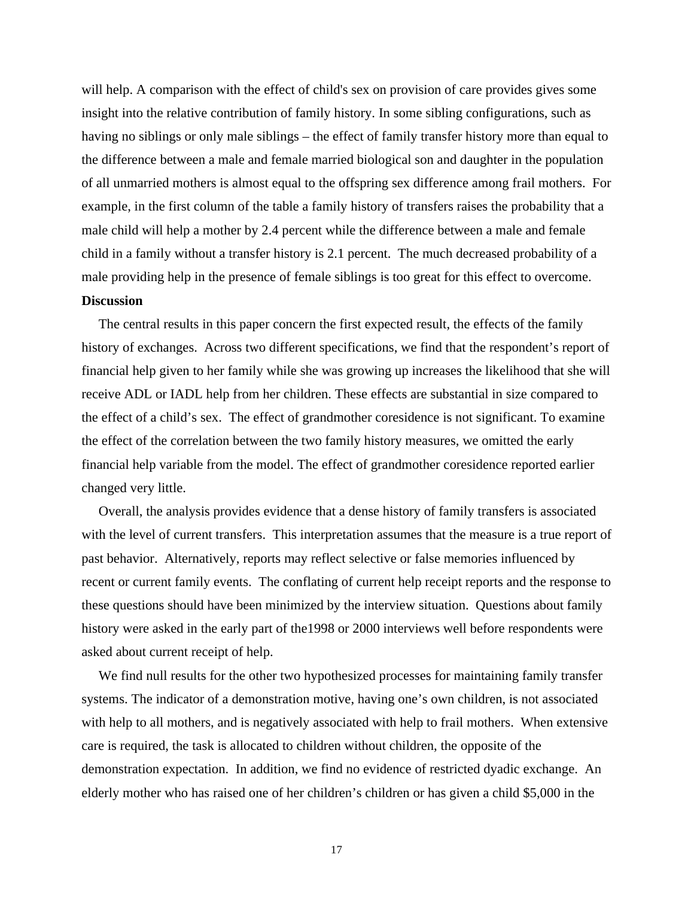will help. A comparison with the effect of child's sex on provision of care provides gives some insight into the relative contribution of family history. In some sibling configurations, such as having no siblings or only male siblings – the effect of family transfer history more than equal to the difference between a male and female married biological son and daughter in the population of all unmarried mothers is almost equal to the offspring sex difference among frail mothers. For example, in the first column of the table a family history of transfers raises the probability that a male child will help a mother by 2.4 percent while the difference between a male and female child in a family without a transfer history is 2.1 percent. The much decreased probability of a male providing help in the presence of female siblings is too great for this effect to overcome.

**Discussion**

The central results in this paper concern the first expected result, the effects of the family history of exchanges. Across two different specifications, we find that the respondent's report of financial help given to her family while she was growing up increases the likelihood that she will receive ADL or IADL help from her children. These effects are substantial in size compared to the effect of a child's sex. The effect of grandmother coresidence is not significant. To examine the effect of the correlation between the two family history measures, we omitted the early financial help variable from the model. The effect of grandmother coresidence reported earlier changed very little.

Overall, the analysis provides evidence that a dense history of family transfers is associated with the level of current transfers. This interpretation assumes that the measure is a true report of past behavior. Alternatively, reports may reflect selective or false memories influenced by recent or current family events. The conflating of current help receipt reports and the response to these questions should have been minimized by the interview situation. Questions about family history were asked in the early part of the1998 or 2000 interviews well before respondents were asked about current receipt of help.

We find null results for the other two hypothesized processes for maintaining family transfer systems. The indicator of a demonstration motive, having one's own children, is not associated with help to all mothers, and is negatively associated with help to frail mothers. When extensive care is required, the task is allocated to children without children, the opposite of the demonstration expectation. In addition, we find no evidence of restricted dyadic exchange. An elderly mother who has raised one of her children's children or has given a child $5,000 in the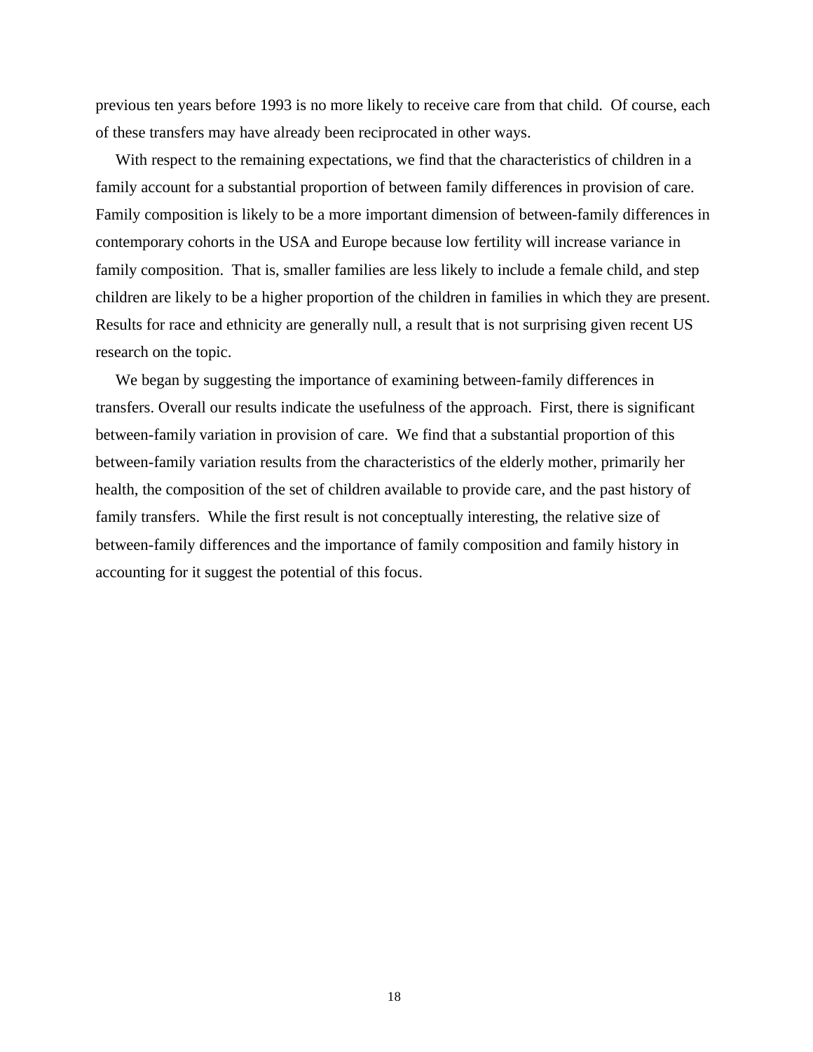previous ten years before 1993 is no more likely to receive care from that child. Of course, each of these transfers may have already been reciprocated in other ways.

With respect to the remaining expectations, we find that the characteristics of children in a family account for a substantial proportion of between family differences in provision of care. Family composition is likely to be a more important dimension of between-family differences in contemporary cohorts in the USA and Europe because low fertility will increase variance in family composition. That is, smaller families are less likely to include a female child, and step children are likely to be a higher proportion of the children in families in which they are present. Results for race and ethnicity are generally null, a result that is not surprising given recent US research on the topic.

We began by suggesting the importance of examining between-family differences in transfers. Overall our results indicate the usefulness of the approach. First, there is significant between-family variation in provision of care. We find that a substantial proportion of this between-family variation results from the characteristics of the elderly mother, primarily her health, the composition of the set of children available to provide care, and the past history of family transfers. While the first result is not conceptually interesting, the relative size of between-family differences and the importance of family composition and family history in accounting for it suggest the potential of this focus.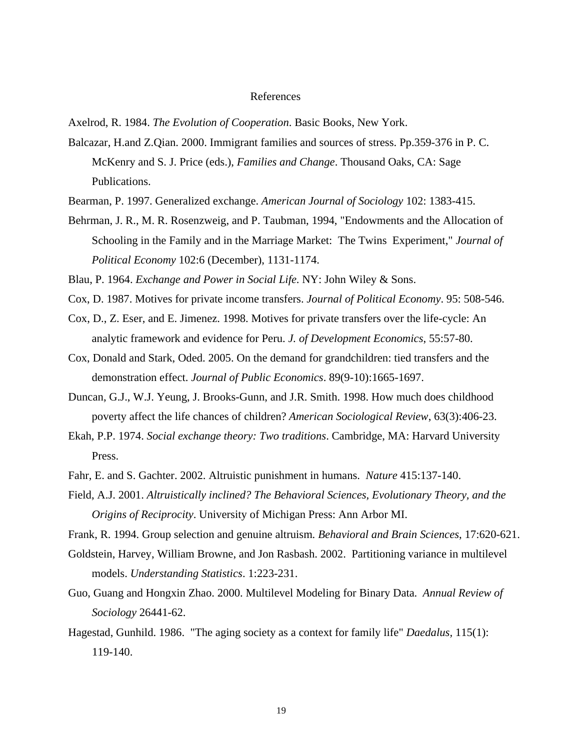# References

Axelrod, R. 1984. *The Evolution of Cooperation*. Basic Books, New York.

Balcazar, H.and Z.Qian. 2000. Immigrant families and sources of stress. Pp.359-376 in P. C. McKenry and S. J. Price (eds.), *Families and Change*. Thousand Oaks, CA: Sage Publications.

Bearman, P. 1997. Generalized exchange. *American Journal of Sociology* 102: 1383-415.

Behrman, J. R., M. R. Rosenzweig, and P. Taubman, 1994, "Endowments and the Allocation of Schooling in the Family and in the Marriage Market: The Twins Experiment," *Journal of Political Economy* 102:6 (December), 1131-1174.

Blau, P. 1964. *Exchange and Power in Social Life*. NY: John Wiley & Sons.

Cox, D. 1987. Motives for private income transfers. *Journal of Political Economy*. 95: 508-546.

Cox, D., Z. Eser, and E. Jimenez. 1998. Motives for private transfers over the life-cycle: An analytic framework and evidence for Peru. *J. of Development Economics*, 55:57-80.

Cox, Donald and Stark, Oded. 2005. On the demand for grandchildren: tied transfers and the demonstration effect. *Journal of Public Economics*. 89(9-10):1665-1697.

Duncan, G.J., W.J. Yeung, J. Brooks-Gunn, and J.R. Smith. 1998. How much does childhood poverty affect the life chances of children? *American Sociological Review*, 63(3):406-23.

Ekah, P.P. 1974. *Social exchange theory: Two traditions*. Cambridge, MA: Harvard University Press.

Fahr, E. and S. Gachter. 2002. Altruistic punishment in humans. *Nature* 415:137-140.

Field, A.J. 2001. *Altruistically inclined? The Behavioral Sciences, Evolutionary Theory, and the Origins of Reciprocity*. University of Michigan Press: Ann Arbor MI.

Frank, R. 1994. Group selection and genuine altruism. *Behavioral and Brain Sciences*, 17:620-621.

Goldstein, Harvey, William Browne, and Jon Rasbash. 2002. Partitioning variance in multilevel models. *Understanding Statistics*. 1:223-231.

Guo, Guang and Hongxin Zhao. 2000. Multilevel Modeling for Binary Data. *Annual Review of Sociology* 26441-62.

Hagestad, Gunhild. 1986. "The aging society as a context for family life" *Daedalus*, 115(1): 119-140.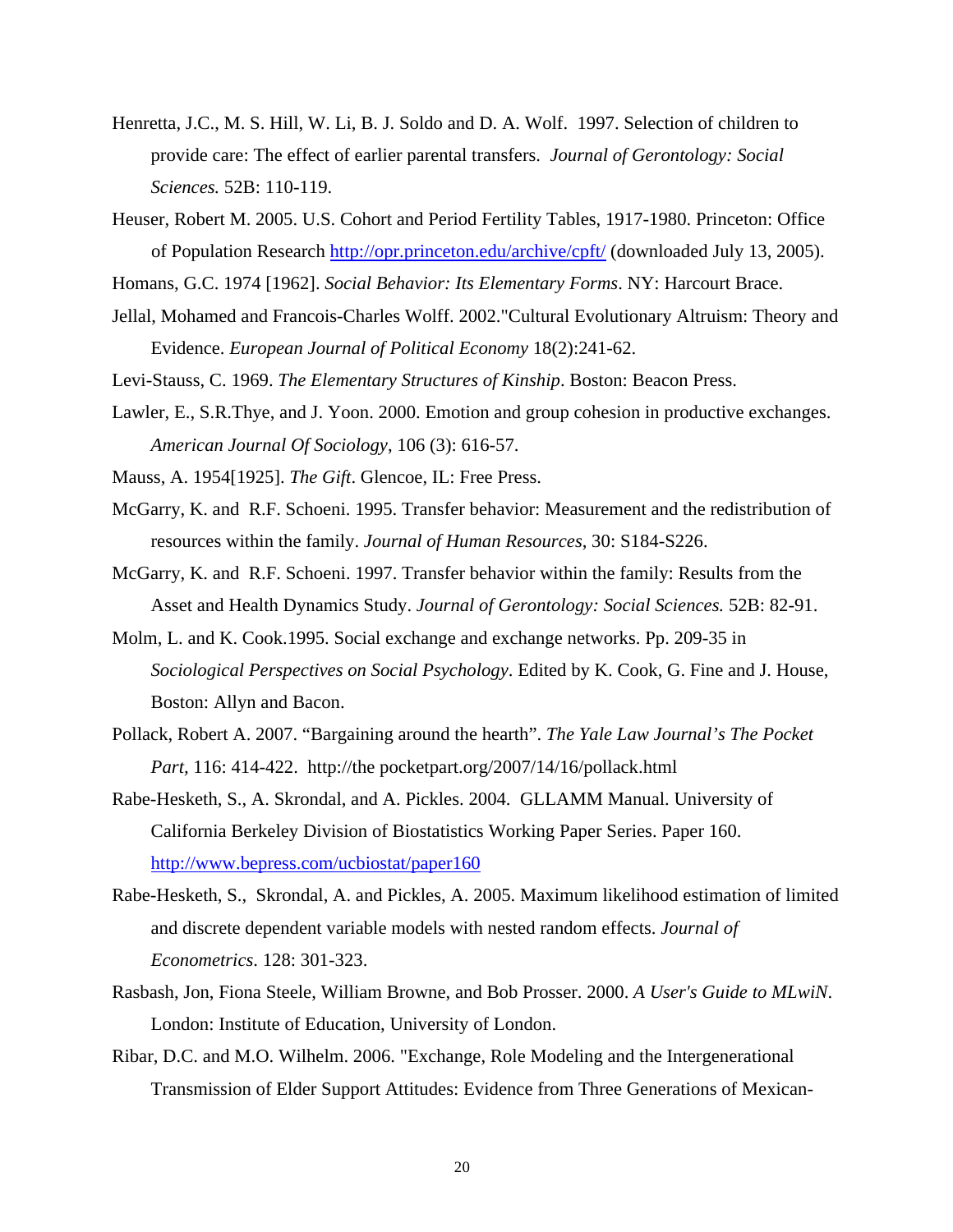Henretta, J.C., M. S. Hill, W. Li, B. J. Soldo and D. A. Wolf. 1997. Selection of children to provide care: The effect of earlier parental transfers. *Journal of Gerontology: Social Sciences.* 52B: 110-119.

Heuser, Robert M. 2005. U.S. Cohort and Period Fertility Tables, 1917-1980. Princeton: Office of Population Research http://opr.princeton.edu/archive/cpft/ (downloaded July 13, 2005).

Homans, G.C. 1974 [1962]. *Social Behavior: Its Elementary Forms*. NY: Harcourt Brace.

Jellal, Mohamed and Francois-Charles Wolff. 2002."Cultural Evolutionary Altruism: Theory and Evidence. *European Journal of Political Economy* 18(2):241-62.

Levi-Stauss, C. 1969. *The Elementary Structures of Kinship*. Boston: Beacon Press.

Lawler, E., S.R.Thye, and J. Yoon. 2000. Emotion and group cohesion in productive exchanges. *American Journal Of Sociology*, 106 (3): 616-57.

Mauss, A. 1954[1925]. *The Gift*. Glencoe, IL: Free Press.

McGarry, K. and R.F. Schoeni. 1995. Transfer behavior: Measurement and the redistribution of resources within the family. *Journal of Human Resources*, 30: S184-S226.

McGarry, K. and R.F. Schoeni. 1997. Transfer behavior within the family: Results from the Asset and Health Dynamics Study. *Journal of Gerontology: Social Sciences.* 52B: 82-91.

Molm, L. and K. Cook.1995. Social exchange and exchange networks. Pp. 209-35 in *Sociological Perspectives on Social Psychology*. Edited by K. Cook, G. Fine and J. House, Boston: Allyn and Bacon.

Pollack, Robert A. 2007. "Bargaining around the hearth". *The Yale Law Journal's The Pocket Part,* 116: 414-422. http://the pocketpart.org/2007/14/16/pollack.html

Rabe-Hesketh, S., A. Skrondal, and A. Pickles. 2004. GLLAMM Manual. University of California Berkeley Division of Biostatistics Working Paper Series. Paper 160. http://www.bepress.com/ucbiostat/paper160

Rabe-Hesketh, S., Skrondal, A. and Pickles, A. 2005. Maximum likelihood estimation of limited and discrete dependent variable models with nested random effects. *Journal of Econometrics*. 128: 301-323.

Rasbash, Jon, Fiona Steele, William Browne, and Bob Prosser. 2000. *A User's Guide to MLwiN*. London: Institute of Education, University of London.

Ribar, D.C. and M.O. Wilhelm. 2006. "Exchange, Role Modeling and the Intergenerational Transmission of Elder Support Attitudes: Evidence from Three Generations of Mexican-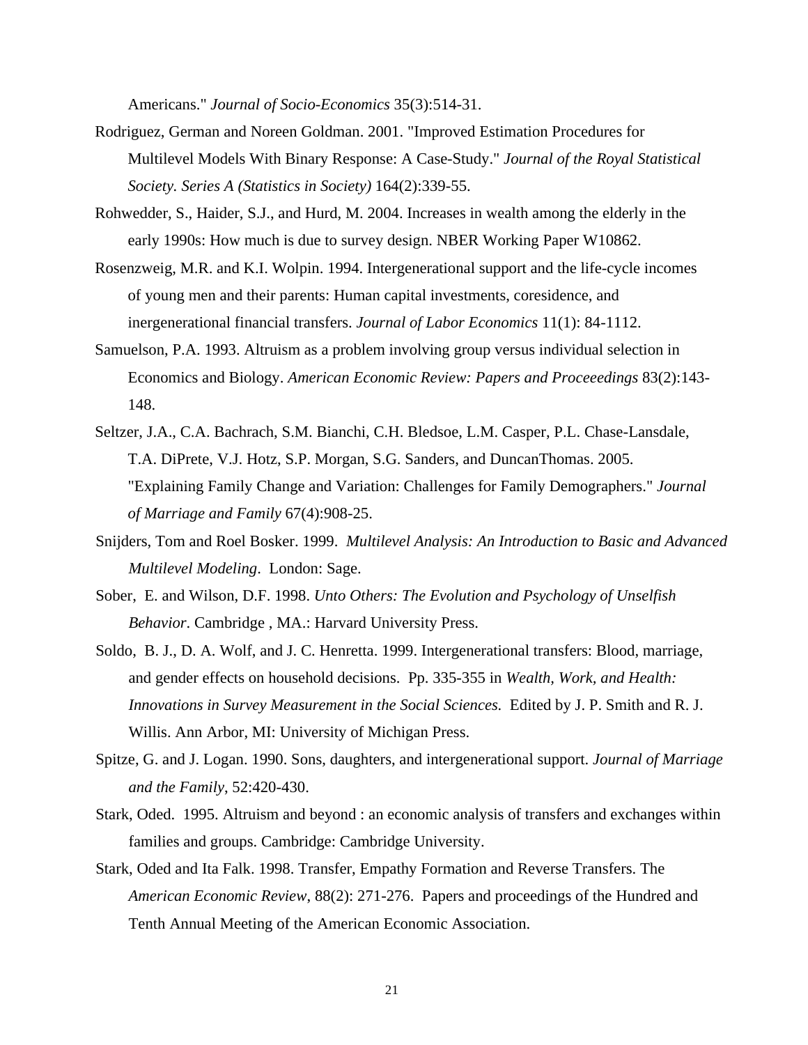Americans." *Journal of Socio-Economics* 35(3):514-31.

Rodriguez, German and Noreen Goldman. 2001. "Improved Estimation Procedures for Multilevel Models With Binary Response: A Case-Study." *Journal of the Royal Statistical Society. Series A (Statistics in Society)* 164(2):339-55.

Rohwedder, S., Haider, S.J., and Hurd, M. 2004. Increases in wealth among the elderly in the early 1990s: How much is due to survey design. NBER Working Paper W10862.

Rosenzweig, M.R. and K.I. Wolpin. 1994. Intergenerational support and the life-cycle incomes of young men and their parents: Human capital investments, coresidence, and inergenerational financial transfers. *Journal of Labor Economics* 11(1): 84-1112.

Samuelson, P.A. 1993. Altruism as a problem involving group versus individual selection in Economics and Biology. *American Economic Review: Papers and Proceeedings* 83(2):143-148.

Seltzer, J.A., C.A. Bachrach, S.M. Bianchi, C.H. Bledsoe, L.M. Casper, P.L. Chase-Lansdale, T.A. DiPrete, V.J. Hotz, S.P. Morgan, S.G. Sanders, and DuncanThomas. 2005. "Explaining Family Change and Variation: Challenges for Family Demographers." *Journal of Marriage and Family* 67(4):908-25.

Snijders, Tom and Roel Bosker. 1999. *Multilevel Analysis: An Introduction to Basic and Advanced Multilevel Modeling*. London: Sage.

Sober, E. and Wilson, D.F. 1998. *Unto Others: The Evolution and Psychology of Unselfish Behavior*. Cambridge , MA.: Harvard University Press.

Soldo, B. J., D. A. Wolf, and J. C. Henretta. 1999. Intergenerational transfers: Blood, marriage, and gender effects on household decisions. Pp. 335-355 in *Wealth, Work, and Health: Innovations in Survey Measurement in the Social Sciences.* Edited by J. P. Smith and R. J. Willis. Ann Arbor, MI: University of Michigan Press.

Spitze, G. and J. Logan. 1990. Sons, daughters, and intergenerational support. *Journal of Marriage and the Family*, 52:420-430.

Stark, Oded. 1995. Altruism and beyond : an economic analysis of transfers and exchanges within families and groups. Cambridge: Cambridge University.

Stark, Oded and Ita Falk. 1998. Transfer, Empathy Formation and Reverse Transfers. The *American Economic Review*, 88(2): 271-276. Papers and proceedings of the Hundred and Tenth Annual Meeting of the American Economic Association.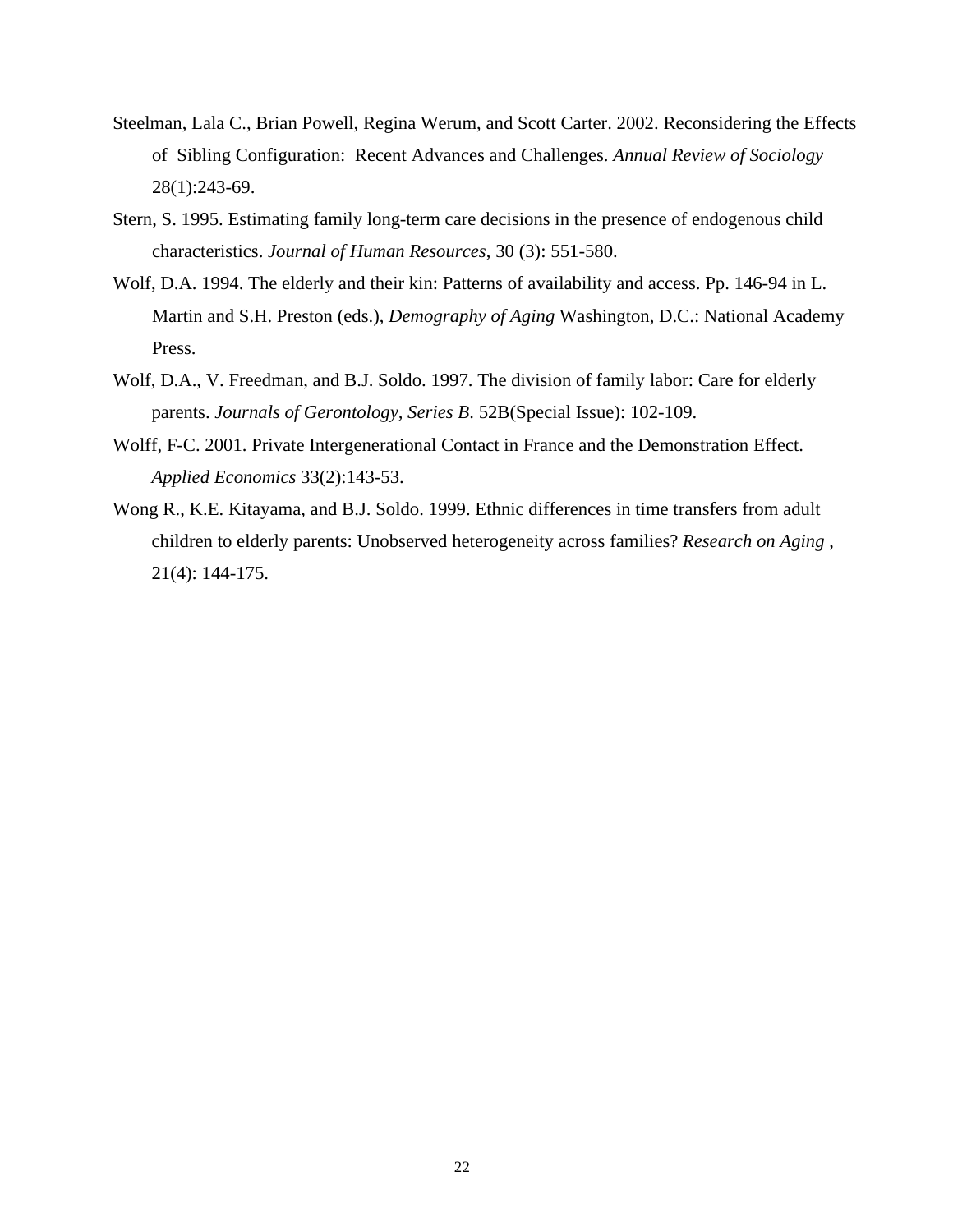Steelman, Lala C., Brian Powell, Regina Werum, and Scott Carter. 2002. Reconsidering the Effects of Sibling Configuration: Recent Advances and Challenges. *Annual Review of Sociology* 28(1):243-69.

Stern, S. 1995. Estimating family long-term care decisions in the presence of endogenous child characteristics. *Journal of Human Resources*, 30 (3): 551-580.

Wolf, D.A. 1994. The elderly and their kin: Patterns of availability and access. Pp. 146-94 in L. Martin and S.H. Preston (eds.), *Demography of Aging* Washington, D.C.: National Academy Press.

Wolf, D.A., V. Freedman, and B.J. Soldo. 1997. The division of family labor: Care for elderly parents. *Journals of Gerontology, Series B*. 52B(Special Issue): 102-109.

Wolff, F-C. 2001. Private Intergenerational Contact in France and the Demonstration Effect. *Applied Economics* 33(2):143-53.

Wong R., K.E. Kitayama, and B.J. Soldo. 1999. Ethnic differences in time transfers from adult children to elderly parents: Unobserved heterogeneity across families? *Research on Aging* , 21(4): 144-175.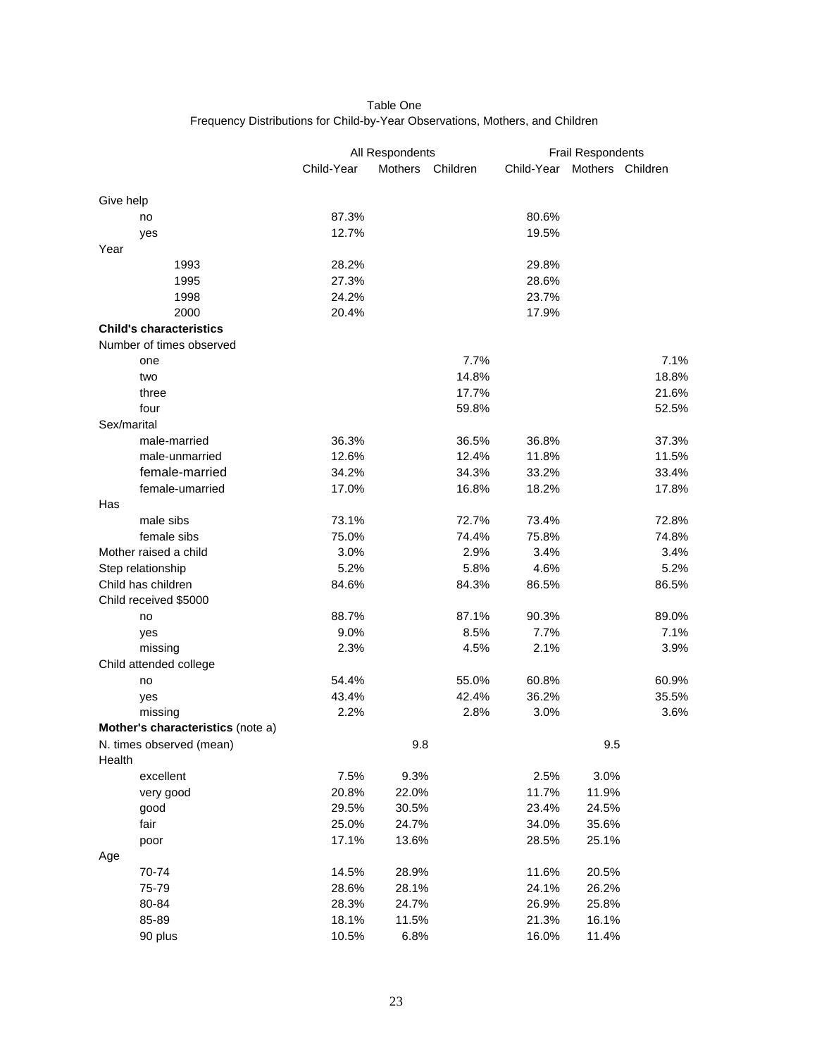Table One
Frequency Distributions for Child-by-Year Observations, Mothers, and Children

| | All Respondents | | | Frail Respondents | | |
|---|---|---|---|---|---|---|
| | Child-Year | Mothers | Children | Child-Year | Mothers | Children |
| Give help | | | | | | |
| no | 87.3% | | | 80.6% | | |
| yes | 12.7% | | | 19.5% | | |
| Year | | | | | | |
| 1993 | 28.2% | | | 29.8% | | |
| 1995 | 27.3% | | | 28.6% | | |
| 1998 | 24.2% | | | 23.7% | | |
| 2000 | 20.4% | | | 17.9% | | |
| **Child's characteristics** | | | | | | |
| Number of times observed | | | | | | |
| one | | | 7.7% | | | 7.1% |
| two | | | 14.8% | | | 18.8% |
| three | | | 17.7% | | | 21.6% |
| four | | | 59.8% | | | 52.5% |
| Sex/marital | | | | | | |
| male-married | 36.3% | | 36.5% | 36.8% | | 37.3% |
| male-unmarried | 12.6% | | 12.4% | 11.8% | | 11.5% |
| female-married | 34.2% | | 34.3% | 33.2% | | 33.4% |
| female-umarried | 17.0% | | 16.8% | 18.2% | | 17.8% |
| Has | | | | | | |
| male sibs | 73.1% | | 72.7% | 73.4% | | 72.8% |
| female sibs | 75.0% | | 74.4% | 75.8% | | 74.8% |
| Mother raised a child | 3.0% | | 2.9% | 3.4% | | 3.4% |
| Step relationship | 5.2% | | 5.8% | 4.6% | | 5.2% |
| Child has children | 84.6% | | 84.3% | 86.5% | | 86.5% |
| Child received $5000 | | | | | | |
| no | 88.7% | | 87.1% | 90.3% | | 89.0% |
| yes | 9.0% | | 8.5% | 7.7% | | 7.1% |
| missing | 2.3% | | 4.5% | 2.1% | | 3.9% |
| Child attended college | | | | | | |
| no | 54.4% | | 55.0% | 60.8% | | 60.9% |
| yes | 43.4% | | 42.4% | 36.2% | | 35.5% |
| missing | 2.2% | | 2.8% | 3.0% | | 3.6% |
| **Mother's characteristics** (note a) | | | | | | |
| N. times observed (mean) | | 9.8 | | | 9.5 | |
| Health | | | | | | |
| excellent | 7.5% | 9.3% | | 2.5% | 3.0% | |
| very good | 20.8% | 22.0% | | 11.7% | 11.9% | |
| good | 29.5% | 30.5% | | 23.4% | 24.5% | |
| fair | 25.0% | 24.7% | | 34.0% | 35.6% | |
| poor | 17.1% | 13.6% | | 28.5% | 25.1% | |
| Age | | | | | | |
| 70-74 | 14.5% | 28.9% | | 11.6% | 20.5% | |
| 75-79 | 28.6% | 28.1% | | 24.1% | 26.2% | |
| 80-84 | 28.3% | 24.7% | | 26.9% | 25.8% | |
| 85-89 | 18.1% | 11.5% | | 21.3% | 16.1% | |
| 90 plus | 10.5% | 6.8% | | 16.0% | 11.4% | |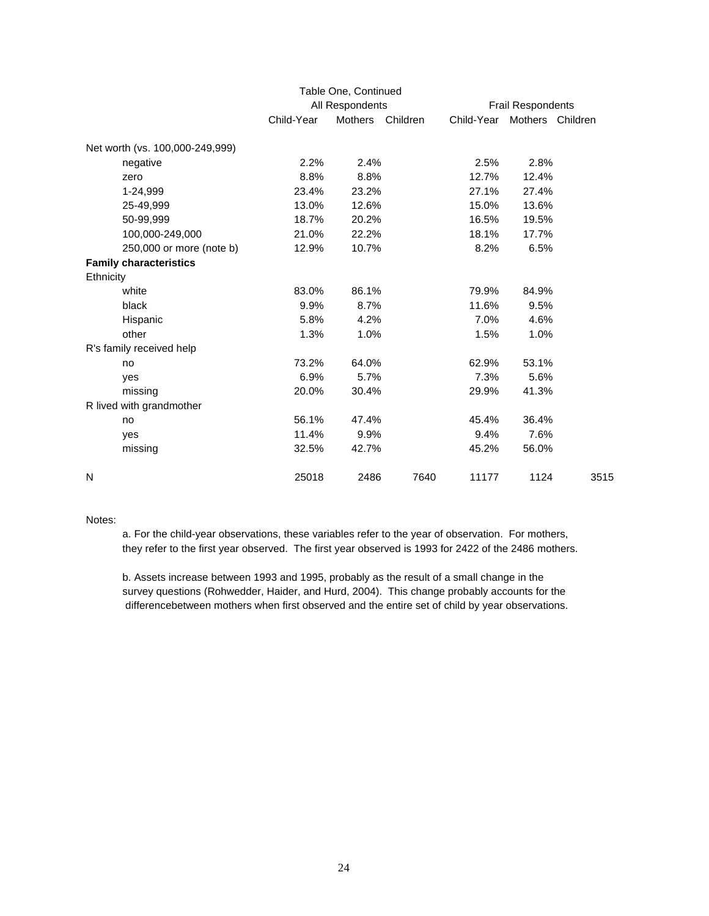Table One, Continued

| | All Respondents | | | Frail Respondents | | |
|---|---|---|---|---|---|---|
| | Child-Year | Mothers | Children | Child-Year | Mothers | Children |
| Net worth (vs. 100,000-249,999) | | | | | | |
| negative | 2.2% | 2.4% | | 2.5% | 2.8% | |
| zero | 8.8% | 8.8% | | 12.7% | 12.4% | |
| 1-24,999 | 23.4% | 23.2% | | 27.1% | 27.4% | |
| 25-49,999 | 13.0% | 12.6% | | 15.0% | 13.6% | |
| 50-99,999 | 18.7% | 20.2% | | 16.5% | 19.5% | |
| 100,000-249,000 | 21.0% | 22.2% | | 18.1% | 17.7% | |
| 250,000 or more (note b) | 12.9% | 10.7% | | 8.2% | 6.5% | |
| **Family characteristics** | | | | | | |
| Ethnicity | | | | | | |
| white | 83.0% | 86.1% | | 79.9% | 84.9% | |
| black | 9.9% | 8.7% | | 11.6% | 9.5% | |
| Hispanic | 5.8% | 4.2% | | 7.0% | 4.6% | |
| other | 1.3% | 1.0% | | 1.5% | 1.0% | |
| R's family received help | | | | | | |
| no | 73.2% | 64.0% | | 62.9% | 53.1% | |
| yes | 6.9% | 5.7% | | 7.3% | 5.6% | |
| missing | 20.0% | 30.4% | | 29.9% | 41.3% | |
| R lived with grandmother | | | | | | |
| no | 56.1% | 47.4% | | 45.4% | 36.4% | |
| yes | 11.4% | 9.9% | | 9.4% | 7.6% | |
| missing | 32.5% | 42.7% | | 45.2% | 56.0% | |
| N | 25018 | 2486 | 7640 | 11177 | 1124 | 3515 |

Notes:

a. For the child-year observations, these variables refer to the year of observation. For mothers, they refer to the first year observed. The first year observed is 1993 for 2422 of the 2486 mothers.

b. Assets increase between 1993 and 1995, probably as the result of a small change in the survey questions (Rohwedder, Haider, and Hurd, 2004). This change probably accounts for the differencebetween mothers when first observed and the entire set of child by year observations.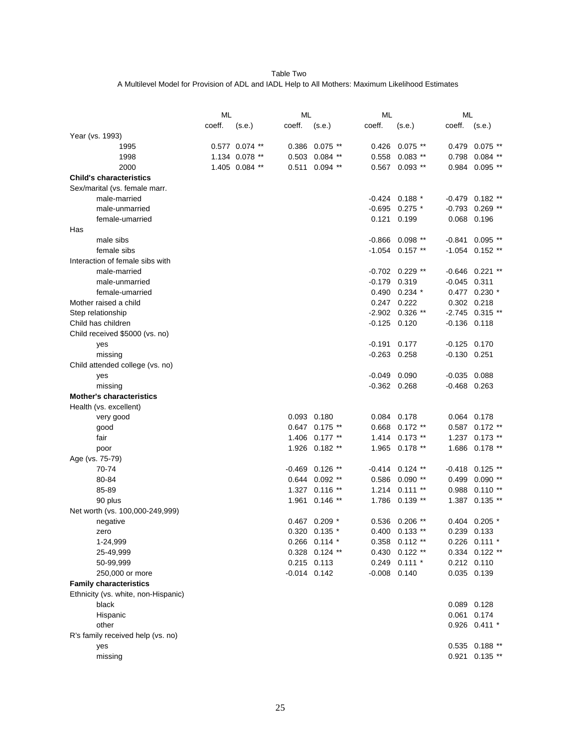Table Two

A Multilevel Model for Provision of ADL and IADL Help to All Mothers: Maximum Likelihood Estimates

| | ML | | ML | | ML | | ML | |
|---|---|---|---|---|---|---|---|---|
| | coeff. | (s.e.) | coeff. | (s.e.) | coeff. | (s.e.) | coeff. | (s.e.) |
| Year (vs. 1993) | | | | | | | | |
| 1995 | 0.577 | 0.074 ** | 0.386 | 0.075 ** | 0.426 | 0.075 ** | 0.479 | 0.075 ** |
| 1998 | 1.134 | 0.078 ** | 0.503 | 0.084 ** | 0.558 | 0.083 ** | 0.798 | 0.084 ** |
| 2000 | 1.405 | 0.084 ** | 0.511 | 0.094 ** | 0.567 | 0.093 ** | 0.984 | 0.095 ** |
| **Child's characteristics** | | | | | | | | |
| Sex/marital (vs. female marr. | | | | | | | | |
| male-married | | | | | -0.424 | 0.188 * | -0.479 | 0.182 ** |
| male-unmarried | | | | | -0.695 | 0.275 * | -0.793 | 0.269 ** |
| female-umarried | | | | | 0.121 | 0.199 | 0.068 | 0.196 |
| Has | | | | | | | | |
| male sibs | | | | | -0.866 | 0.098 ** | -0.841 | 0.095 ** |
| female sibs | | | | | -1.054 | 0.157 ** | -1.054 | 0.152 ** |
| Interaction of female sibs with | | | | | | | | |
| male-married | | | | | -0.702 | 0.229 ** | -0.646 | 0.221 ** |
| male-unmarried | | | | | -0.179 | 0.319 | -0.045 | 0.311 |
| female-umarried | | | | | 0.490 | 0.234 * | 0.477 | 0.230 * |
| Mother raised a child | | | | | 0.247 | 0.222 | 0.302 | 0.218 |
| Step relationship | | | | | -2.902 | 0.326 ** | -2.745 | 0.315 ** |
| Child has children | | | | | -0.125 | 0.120 | -0.136 | 0.118 |
| Child received $5000 (vs. no) | | | | | | | | |
| yes | | | | | -0.191 | 0.177 | -0.125 | 0.170 |
| missing | | | | | -0.263 | 0.258 | -0.130 | 0.251 |
| Child attended college (vs. no) | | | | | | | | |
| yes | | | | | -0.049 | 0.090 | -0.035 | 0.088 |
| missing | | | | | -0.362 | 0.268 | -0.468 | 0.263 |
| **Mother's characteristics** | | | | | | | | |
| Health (vs. excellent) | | | | | | | | |
| very good | | | 0.093 | 0.180 | 0.084 | 0.178 | 0.064 | 0.178 |
| good | | | 0.647 | 0.175 ** | 0.668 | 0.172 ** | 0.587 | 0.172 ** |
| fair | | | 1.406 | 0.177 ** | 1.414 | 0.173 ** | 1.237 | 0.173 ** |
| poor | | | 1.926 | 0.182 ** | 1.965 | 0.178 ** | 1.686 | 0.178 ** |
| Age (vs. 75-79) | | | | | | | | |
| 70-74 | | | -0.469 | 0.126 ** | -0.414 | 0.124 ** | -0.418 | 0.125 ** |
| 80-84 | | | 0.644 | 0.092 ** | 0.586 | 0.090 ** | 0.499 | 0.090 ** |
| 85-89 | | | 1.327 | 0.116 ** | 1.214 | 0.111 ** | 0.988 | 0.110 ** |
| 90 plus | | | 1.961 | 0.146 ** | 1.786 | 0.139 ** | 1.387 | 0.135 ** |
| Net worth (vs. 100,000-249,999) | | | | | | | | |
| negative | | | 0.467 | 0.209 * | 0.536 | 0.206 ** | 0.404 | 0.205 * |
| zero | | | 0.320 | 0.135 * | 0.400 | 0.133 ** | 0.239 | 0.133 |
| 1-24,999 | | | 0.266 | 0.114 * | 0.358 | 0.112 ** | 0.226 | 0.111 * |
| 25-49,999 | | | 0.328 | 0.124 ** | 0.430 | 0.122 ** | 0.334 | 0.122 ** |
| 50-99,999 | | | 0.215 | 0.113 | 0.249 | 0.111 * | 0.212 | 0.110 |
| 250,000 or more | | | -0.014 | 0.142 | -0.008 | 0.140 | 0.035 | 0.139 |
| **Family characteristics** | | | | | | | | |
| Ethnicity (vs. white, non-Hispanic) | | | | | | | | |
| black | | | | | | | 0.089 | 0.128 |
| Hispanic | | | | | | | 0.061 | 0.174 |
| other | | | | | | | 0.926 | 0.411 * |
| R's family received help (vs. no) | | | | | | | | |
| yes | | | | | | | 0.535 | 0.188 ** |
| missing | | | | | | | 0.921 | 0.135 ** |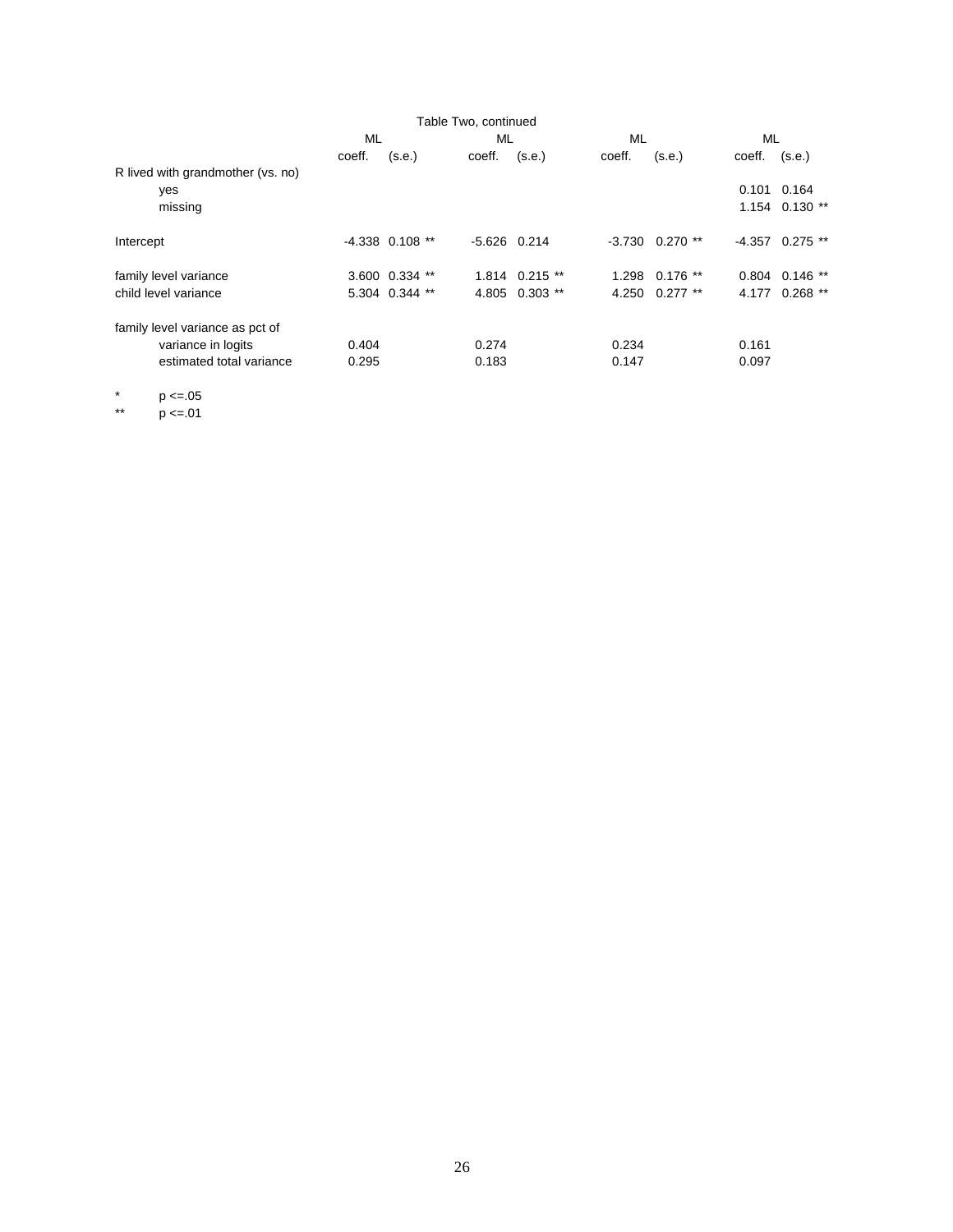Table Two, continued

| | ML | | ML | | ML | | ML | |
|---|---|---|---|---|---|---|---|---|
| | coeff. | (s.e.) | coeff. | (s.e.) | coeff. | (s.e.) | coeff. | (s.e.) |
| R lived with grandmother (vs. no) | | | | | | | | |
| yes | | | | | | | 0.101 | 0.164 |
| missing | | | | | | | 1.154 | 0.130 ** |
| | | | | | | | | |
| Intercept | -4.338 | 0.108 ** | -5.626 | 0.214 | -3.730 | 0.270 ** | -4.357 | 0.275 ** |
| | | | | | | | | |
| family level variance | 3.600 | 0.334 ** | 1.814 | 0.215 ** | 1.298 | 0.176 ** | 0.804 | 0.146 ** |
| child level variance | 5.304 | 0.344 ** | 4.805 | 0.303 ** | 4.250 | 0.277 ** | 4.177 | 0.268 ** |
| | | | | | | | | |
| family level variance as pct of | | | | | | | | |
| variance in logits | 0.404 | | 0.274 | | 0.234 | | 0.161 | |
| estimated total variance | 0.295 | | 0.183 | | 0.147 | | 0.097 | |

\* p <=.05

\*\* p <=.01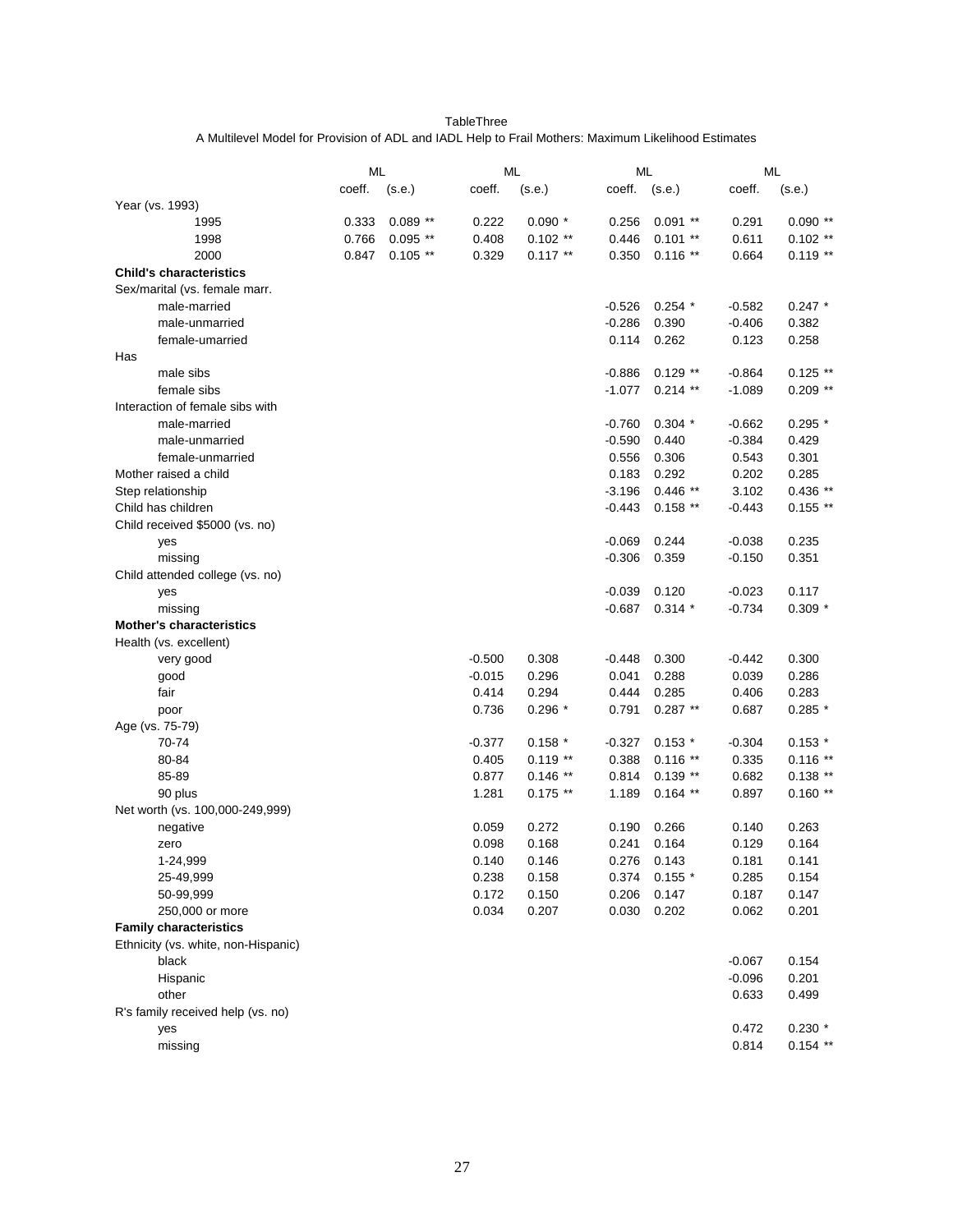TableThree

A Multilevel Model for Provision of ADL and IADL Help to Frail Mothers: Maximum Likelihood Estimates

| | ML | | ML | | ML | | ML | |
|---|---|---|---|---|---|---|---|---|
| | coeff. | (s.e.) | coeff. | (s.e.) | coeff. | (s.e.) | coeff. | (s.e.) |
| Year (vs. 1993) | | | | | | | | |
| 1995 | 0.333 | 0.089 ** | 0.222 | 0.090 * | 0.256 | 0.091 ** | 0.291 | 0.090 ** |
| 1998 | 0.766 | 0.095 ** | 0.408 | 0.102 ** | 0.446 | 0.101 ** | 0.611 | 0.102 ** |
| 2000 | 0.847 | 0.105 ** | 0.329 | 0.117 ** | 0.350 | 0.116 ** | 0.664 | 0.119 ** |
| **Child's characteristics** | | | | | | | | |
| Sex/marital (vs. female marr. | | | | | | | | |
| male-married | | | | | -0.526 | 0.254 * | -0.582 | 0.247 * |
| male-unmarried | | | | | -0.286 | 0.390 | -0.406 | 0.382 |
| female-umarried | | | | | 0.114 | 0.262 | 0.123 | 0.258 |
| Has | | | | | | | | |
| male sibs | | | | | -0.886 | 0.129 ** | -0.864 | 0.125 ** |
| female sibs | | | | | -1.077 | 0.214 ** | -1.089 | 0.209 ** |
| Interaction of female sibs with | | | | | | | | |
| male-married | | | | | -0.760 | 0.304 * | -0.662 | 0.295 * |
| male-unmarried | | | | | -0.590 | 0.440 | -0.384 | 0.429 |
| female-unmarried | | | | | 0.556 | 0.306 | 0.543 | 0.301 |
| Mother raised a child | | | | | 0.183 | 0.292 | 0.202 | 0.285 |
| Step relationship | | | | | -3.196 | 0.446 ** | 3.102 | 0.436 ** |
| Child has children | | | | | -0.443 | 0.158 ** | -0.443 | 0.155 ** |
| Child received $5000 (vs. no) | | | | | | | | |
| yes | | | | | -0.069 | 0.244 | -0.038 | 0.235 |
| missing | | | | | -0.306 | 0.359 | -0.150 | 0.351 |
| Child attended college (vs. no) | | | | | | | | |
| yes | | | | | -0.039 | 0.120 | -0.023 | 0.117 |
| missing | | | | | -0.687 | 0.314 * | -0.734 | 0.309 * |
| **Mother's characteristics** | | | | | | | | |
| Health (vs. excellent) | | | | | | | | |
| very good | | | -0.500 | 0.308 | -0.448 | 0.300 | -0.442 | 0.300 |
| good | | | -0.015 | 0.296 | 0.041 | 0.288 | 0.039 | 0.286 |
| fair | | | 0.414 | 0.294 | 0.444 | 0.285 | 0.406 | 0.283 |
| poor | | | 0.736 | 0.296 * | 0.791 | 0.287 ** | 0.687 | 0.285 * |
| Age (vs. 75-79) | | | | | | | | |
| 70-74 | | | -0.377 | 0.158 * | -0.327 | 0.153 * | -0.304 | 0.153 * |
| 80-84 | | | 0.405 | 0.119 ** | 0.388 | 0.116 ** | 0.335 | 0.116 ** |
| 85-89 | | | 0.877 | 0.146 ** | 0.814 | 0.139 ** | 0.682 | 0.138 ** |
| 90 plus | | | 1.281 | 0.175 ** | 1.189 | 0.164 ** | 0.897 | 0.160 ** |
| Net worth (vs. 100,000-249,999) | | | | | | | | |
| negative | | | 0.059 | 0.272 | 0.190 | 0.266 | 0.140 | 0.263 |
| zero | | | 0.098 | 0.168 | 0.241 | 0.164 | 0.129 | 0.164 |
| 1-24,999 | | | 0.140 | 0.146 | 0.276 | 0.143 | 0.181 | 0.141 |
| 25-49,999 | | | 0.238 | 0.158 | 0.374 | 0.155 * | 0.285 | 0.154 |
| 50-99,999 | | | 0.172 | 0.150 | 0.206 | 0.147 | 0.187 | 0.147 |
| 250,000 or more | | | 0.034 | 0.207 | 0.030 | 0.202 | 0.062 | 0.201 |
| **Family characteristics** | | | | | | | | |
| Ethnicity (vs. white, non-Hispanic) | | | | | | | | |
| black | | | | | | | -0.067 | 0.154 |
| Hispanic | | | | | | | -0.096 | 0.201 |
| other | | | | | | | 0.633 | 0.499 |
| R's family received help (vs. no) | | | | | | | | |
| yes | | | | | | | 0.472 | 0.230 * |
| missing | | | | | | | 0.814 | 0.154 ** |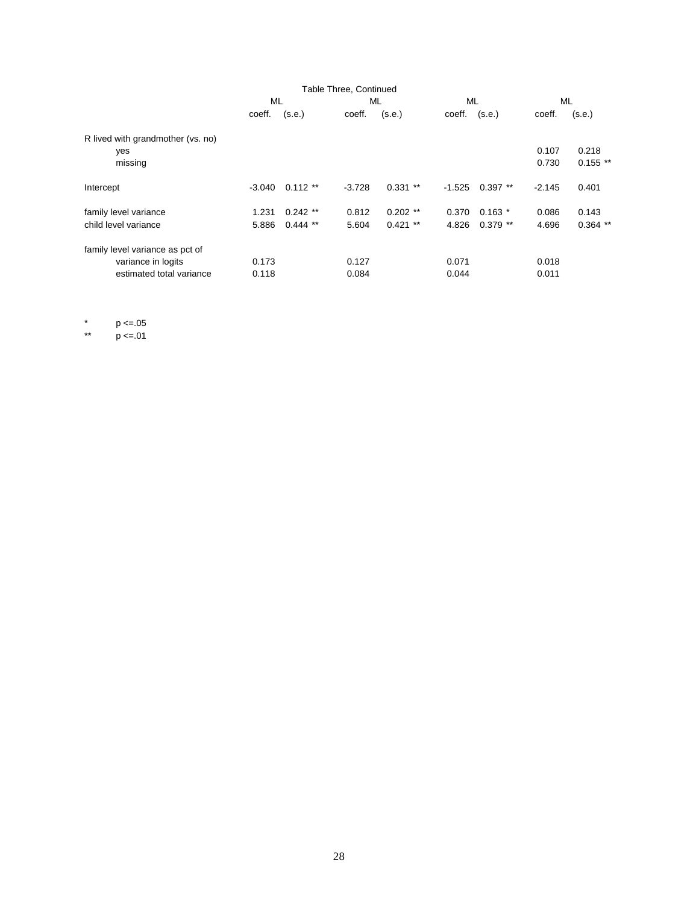Table Three, Continued

| | ML | | ML | | ML | | ML | |
|---|---|---|---|---|---|---|---|---|
| | coeff. | (s.e.) | coeff. | (s.e.) | coeff. | (s.e.) | coeff. | (s.e.) |
| R lived with grandmother (vs. no) | | | | | | | | |
| yes | | | | | | | 0.107 | 0.218 |
| missing | | | | | | | 0.730 | 0.155 ** |
| Intercept | -3.040 | 0.112 ** | -3.728 | 0.331 ** | -1.525 | 0.397 ** | -2.145 | 0.401 |
| family level variance | 1.231 | 0.242 ** | 0.812 | 0.202 ** | 0.370 | 0.163 * | 0.086 | 0.143 |
| child level variance | 5.886 | 0.444 ** | 5.604 | 0.421 ** | 4.826 | 0.379 ** | 4.696 | 0.364 ** |
| family level variance as pct of | | | | | | | | |
| variance in logits | 0.173 | | 0.127 | | 0.071 | | 0.018 | |
| estimated total variance | 0.118 | | 0.084 | | 0.044 | | 0.011 | |

\* p <=.05
\** p <=.01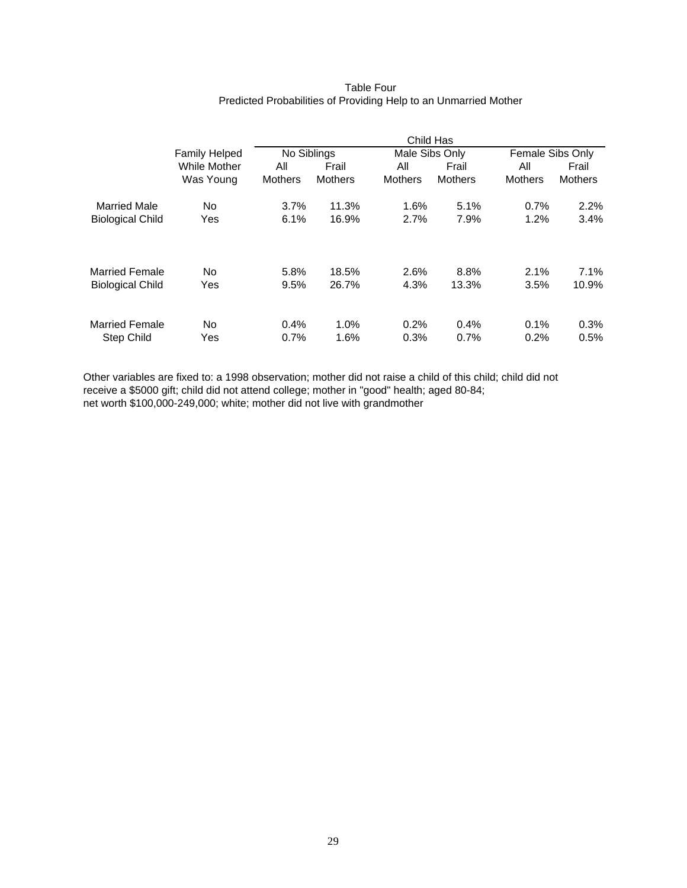Table Four
Predicted Probabilities of Providing Help to an Unmarried Mother

| | Family Helped While Mother Was Young | Child Has: No Siblings | | Male Sibs Only | | Female Sibs Only | |
|---|---|---|---|---|---|---|---|
| | | All Mothers | Frail Mothers | All Mothers | Frail Mothers | All Mothers | Frail Mothers |
| Married Male Biological Child | No | 3.7% | 11.3% | 1.6% | 5.1% | 0.7% | 2.2% |
| | Yes | 6.1% | 16.9% | 2.7% | 7.9% | 1.2% | 3.4% |
| Married Female Biological Child | No | 5.8% | 18.5% | 2.6% | 8.8% | 2.1% | 7.1% |
| | Yes | 9.5% | 26.7% | 4.3% | 13.3% | 3.5% | 10.9% |
| Married Female Step Child | No | 0.4% | 1.0% | 0.2% | 0.4% | 0.1% | 0.3% |
| | Yes | 0.7% | 1.6% | 0.3% | 0.7% | 0.2% | 0.5% |

Other variables are fixed to: a 1998 observation; mother did not raise a child of this child; child did not receive a $5000 gift; child did not attend college; mother in "good" health; aged 80-84; net worth $100,000-249,000; white; mother did not live with grandmother